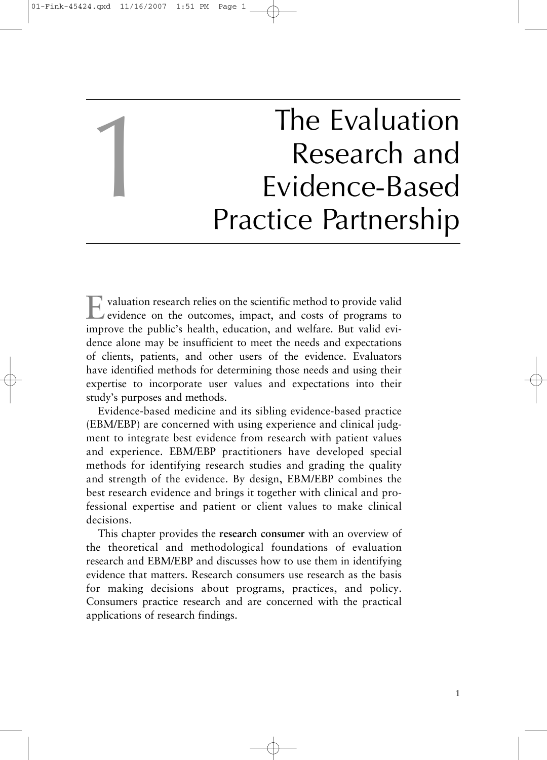# 1 The Evaluation Research and Evidence-Based Practice Partnership

Evaluation research relies on the scientific method to provide valid evidence on the outcomes, impact, and costs of programs to improve the public's health, education, and welfare. But valid evidence alone may be insufficient to meet the needs and expectations of clients, patients, and other users of the evidence. Evaluators have identified methods for determining those needs and using their expertise to incorporate user values and expectations into their study's purposes and methods.

Evidence-based medicine and its sibling evidence-based practice (EBM/EBP) are concerned with using experience and clinical judgment to integrate best evidence from research with patient values and experience. EBM/EBP practitioners have developed special methods for identifying research studies and grading the quality and strength of the evidence. By design, EBM/EBP combines the best research evidence and brings it together with clinical and professional expertise and patient or client values to make clinical decisions.

This chapter provides the **research consumer** with an overview of the theoretical and methodological foundations of evaluation research and EBM/EBP and discusses how to use them in identifying evidence that matters. Research consumers use research as the basis for making decisions about programs, practices, and policy. Consumers practice research and are concerned with the practical applications of research findings.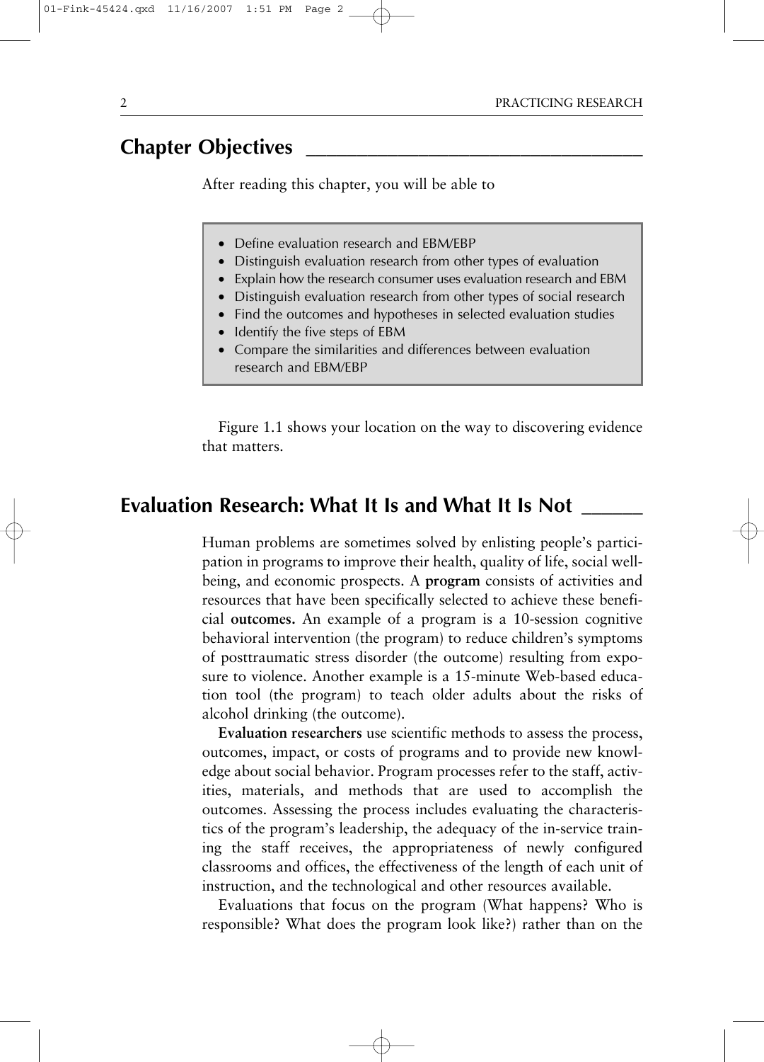## Chapter Objectives

After reading this chapter, you will be able to

- Define evaluation research and EBM/EBP
- Distinguish evaluation research from other types of evaluation
- Explain how the research consumer uses evaluation research and EBM
- Distinguish evaluation research from other types of social research
- Find the outcomes and hypotheses in selected evaluation studies
- Identify the five steps of EBM
- Compare the similarities and differences between evaluation research and EBM/EBP

Figure 1.1 shows your location on the way to discovering evidence that matters.

## Evaluation Research: What It Is and What It Is Not

Human problems are sometimes solved by enlisting people's participation in programs to improve their health, quality of life, social well-being, and economic prospects. A **program** consists of activities and resources that have been specifically selected to achieve these beneficial **outcomes.** An example of a program is a 10-session cognitive behavioral intervention (the program) to reduce children's symptoms of posttraumatic stress disorder (the outcome) resulting from exposure to violence. Another example is a 15-minute Web-based education tool (the program) to teach older adults about the risks of alcohol drinking (the outcome).

**Evaluation researchers** use scientific methods to assess the process, outcomes, impact, or costs of programs and to provide new knowledge about social behavior. Program processes refer to the staff, activities, materials, and methods that are used to accomplish the outcomes. Assessing the process includes evaluating the characteristics of the program's leadership, the adequacy of the in-service training the staff receives, the appropriateness of newly configured classrooms and offices, the effectiveness of the length of each unit of instruction, and the technological and other resources available.

Evaluations that focus on the program (What happens? Who is responsible? What does the program look like?) rather than on the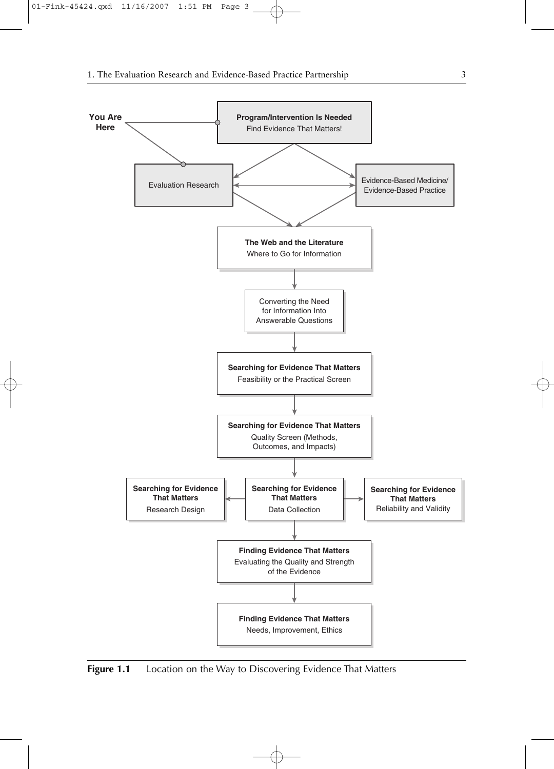You Are Here

**Program/Intervention Is Needed**
Find Evidence That Matters!

Evaluation Research

Evidence-Based Medicine/ Evidence-Based Practice

**The Web and the Literature**
Where to Go for Information

Converting the Need for Information Into Answerable Questions

**Searching for Evidence That Matters**
Feasibility or the Practical Screen

**Searching for Evidence That Matters**
Quality Screen (Methods, Outcomes, and Impacts)

**Searching for Evidence That Matters**
Research Design

**Searching for Evidence That Matters**
Data Collection

**Searching for Evidence That Matters**
Reliability and Validity

**Finding Evidence That Matters**
Evaluating the Quality and Strength of the Evidence

**Finding Evidence That Matters**
Needs, Improvement, Ethics

**Figure 1.1** Location on the Way to Discovering Evidence That Matters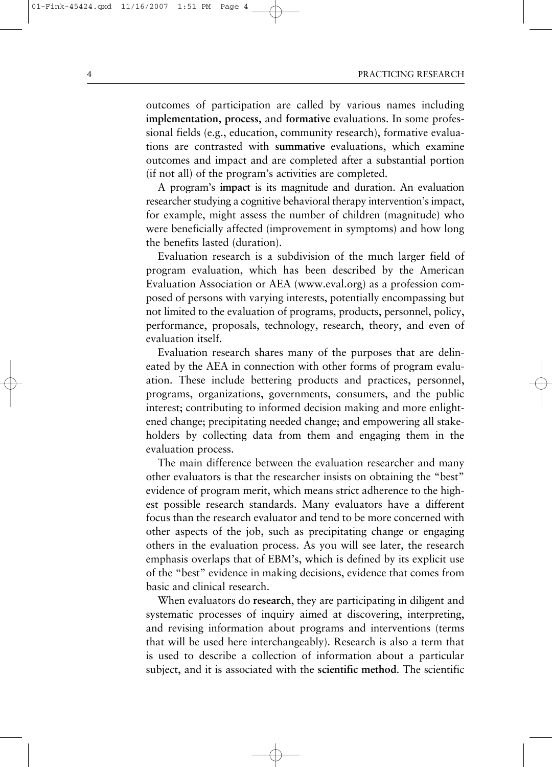outcomes of participation are called by various names including **implementation, process,** and **formative** evaluations. In some professional fields (e.g., education, community research), formative evaluations are contrasted with **summative** evaluations, which examine outcomes and impact and are completed after a substantial portion (if not all) of the program's activities are completed.

A program's **impact** is its magnitude and duration. An evaluation researcher studying a cognitive behavioral therapy intervention's impact, for example, might assess the number of children (magnitude) who were beneficially affected (improvement in symptoms) and how long the benefits lasted (duration).

Evaluation research is a subdivision of the much larger field of program evaluation, which has been described by the American Evaluation Association or AEA (www.eval.org) as a profession composed of persons with varying interests, potentially encompassing but not limited to the evaluation of programs, products, personnel, policy, performance, proposals, technology, research, theory, and even of evaluation itself.

Evaluation research shares many of the purposes that are delineated by the AEA in connection with other forms of program evaluation. These include bettering products and practices, personnel, programs, organizations, governments, consumers, and the public interest; contributing to informed decision making and more enlightened change; precipitating needed change; and empowering all stakeholders by collecting data from them and engaging them in the evaluation process.

The main difference between the evaluation researcher and many other evaluators is that the researcher insists on obtaining the "best" evidence of program merit, which means strict adherence to the highest possible research standards. Many evaluators have a different focus than the research evaluator and tend to be more concerned with other aspects of the job, such as precipitating change or engaging others in the evaluation process. As you will see later, the research emphasis overlaps that of EBM's, which is defined by its explicit use of the "best" evidence in making decisions, evidence that comes from basic and clinical research.

When evaluators do **research**, they are participating in diligent and systematic processes of inquiry aimed at discovering, interpreting, and revising information about programs and interventions (terms that will be used here interchangeably). Research is also a term that is used to describe a collection of information about a particular subject, and it is associated with the **scientific method**. The scientific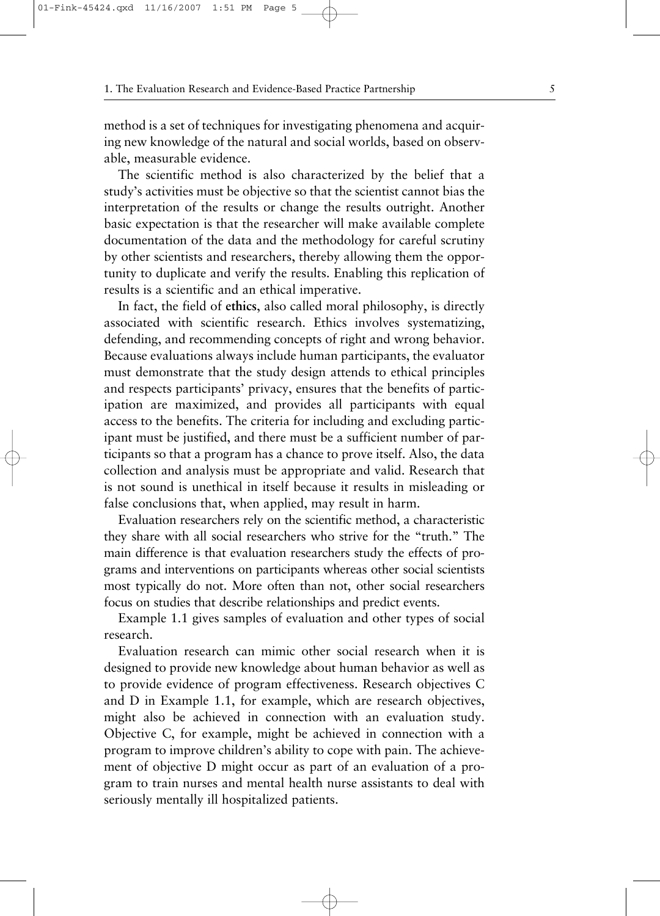method is a set of techniques for investigating phenomena and acquiring new knowledge of the natural and social worlds, based on observable, measurable evidence.

The scientific method is also characterized by the belief that a study's activities must be objective so that the scientist cannot bias the interpretation of the results or change the results outright. Another basic expectation is that the researcher will make available complete documentation of the data and the methodology for careful scrutiny by other scientists and researchers, thereby allowing them the opportunity to duplicate and verify the results. Enabling this replication of results is a scientific and an ethical imperative.

In fact, the field of **ethics**, also called moral philosophy, is directly associated with scientific research. Ethics involves systematizing, defending, and recommending concepts of right and wrong behavior. Because evaluations always include human participants, the evaluator must demonstrate that the study design attends to ethical principles and respects participants' privacy, ensures that the benefits of participation are maximized, and provides all participants with equal access to the benefits. The criteria for including and excluding participant must be justified, and there must be a sufficient number of participants so that a program has a chance to prove itself. Also, the data collection and analysis must be appropriate and valid. Research that is not sound is unethical in itself because it results in misleading or false conclusions that, when applied, may result in harm.

Evaluation researchers rely on the scientific method, a characteristic they share with all social researchers who strive for the "truth." The main difference is that evaluation researchers study the effects of programs and interventions on participants whereas other social scientists most typically do not. More often than not, other social researchers focus on studies that describe relationships and predict events.

Example 1.1 gives samples of evaluation and other types of social research.

Evaluation research can mimic other social research when it is designed to provide new knowledge about human behavior as well as to provide evidence of program effectiveness. Research objectives C and D in Example 1.1, for example, which are research objectives, might also be achieved in connection with an evaluation study. Objective C, for example, might be achieved in connection with a program to improve children's ability to cope with pain. The achievement of objective D might occur as part of an evaluation of a program to train nurses and mental health nurse assistants to deal with seriously mentally ill hospitalized patients.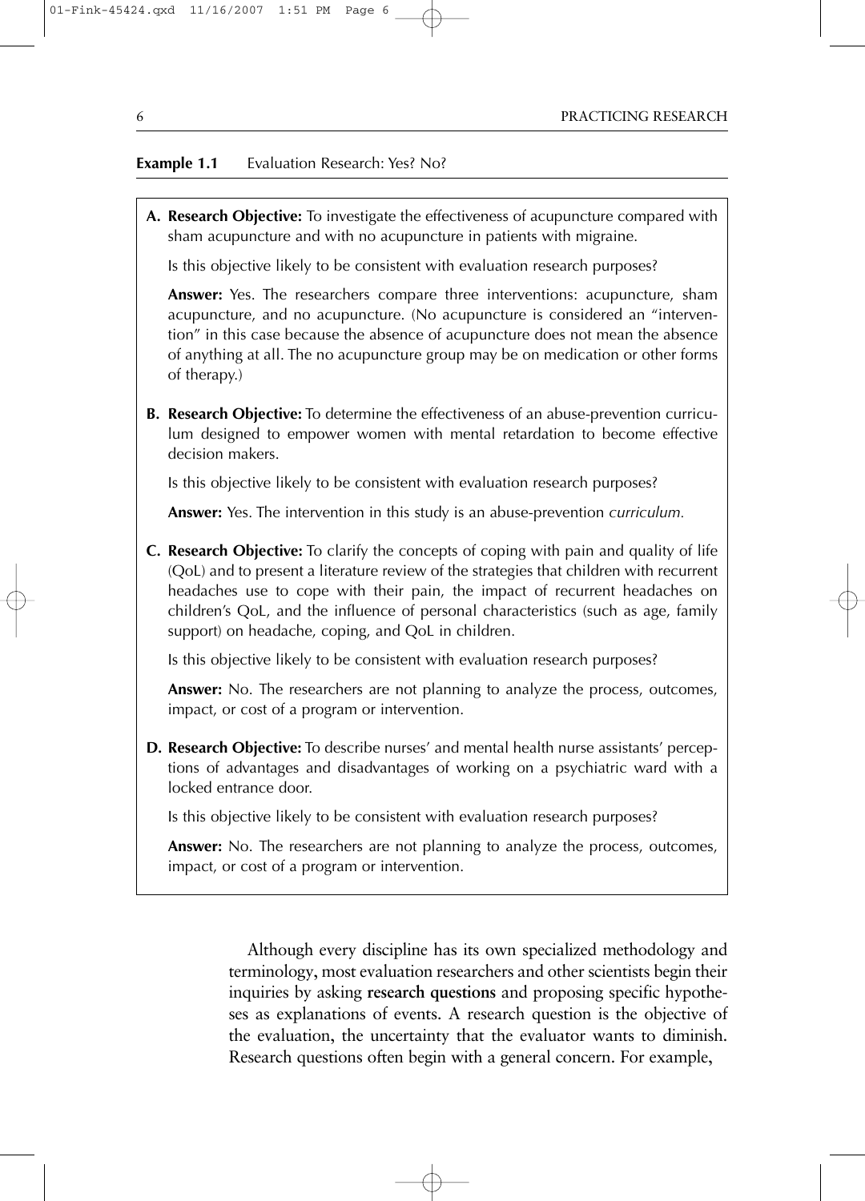**Example 1.1** Evaluation Research: Yes? No?

**A. Research Objective:** To investigate the effectiveness of acupuncture compared with sham acupuncture and with no acupuncture in patients with migraine.

Is this objective likely to be consistent with evaluation research purposes?

**Answer:** Yes. The researchers compare three interventions: acupuncture, sham acupuncture, and no acupuncture. (No acupuncture is considered an "intervention" in this case because the absence of acupuncture does not mean the absence of anything at all. The no acupuncture group may be on medication or other forms of therapy.)

**B. Research Objective:** To determine the effectiveness of an abuse-prevention curriculum designed to empower women with mental retardation to become effective decision makers.

Is this objective likely to be consistent with evaluation research purposes?

**Answer:** Yes. The intervention in this study is an abuse-prevention *curriculum.*

**C. Research Objective:** To clarify the concepts of coping with pain and quality of life (QoL) and to present a literature review of the strategies that children with recurrent headaches use to cope with their pain, the impact of recurrent headaches on children's QoL, and the influence of personal characteristics (such as age, family support) on headache, coping, and QoL in children.

Is this objective likely to be consistent with evaluation research purposes?

**Answer:** No. The researchers are not planning to analyze the process, outcomes, impact, or cost of a program or intervention.

**D. Research Objective:** To describe nurses' and mental health nurse assistants' perceptions of advantages and disadvantages of working on a psychiatric ward with a locked entrance door.

Is this objective likely to be consistent with evaluation research purposes?

**Answer:** No. The researchers are not planning to analyze the process, outcomes, impact, or cost of a program or intervention.

Although every discipline has its own specialized methodology and terminology, most evaluation researchers and other scientists begin their inquiries by asking **research questions** and proposing specific hypotheses as explanations of events. A research question is the objective of the evaluation, the uncertainty that the evaluator wants to diminish. Research questions often begin with a general concern. For example,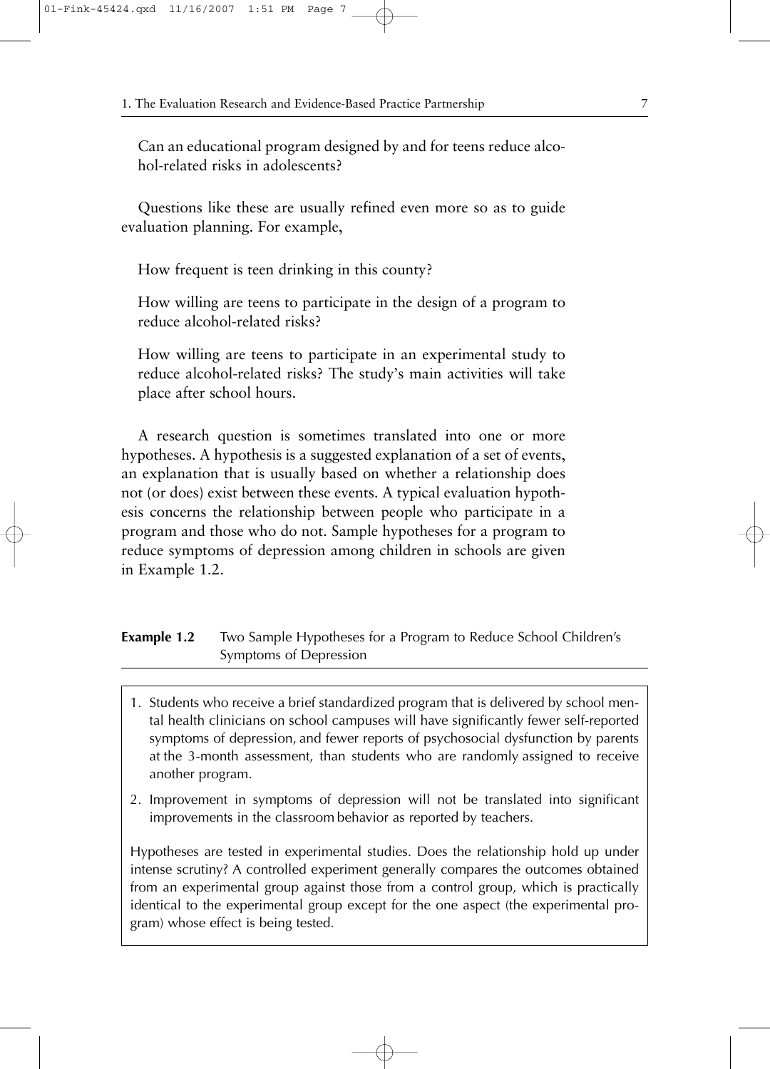Can an educational program designed by and for teens reduce alcohol-related risks in adolescents?

Questions like these are usually refined even more so as to guide evaluation planning. For example,

How frequent is teen drinking in this county?

How willing are teens to participate in the design of a program to reduce alcohol-related risks?

How willing are teens to participate in an experimental study to reduce alcohol-related risks? The study's main activities will take place after school hours.

A research question is sometimes translated into one or more hypotheses. A hypothesis is a suggested explanation of a set of events, an explanation that is usually based on whether a relationship does not (or does) exist between these events. A typical evaluation hypothesis concerns the relationship between people who participate in a program and those who do not. Sample hypotheses for a program to reduce symptoms of depression among children in schools are given in Example 1.2.

**Example 1.2** Two Sample Hypotheses for a Program to Reduce School Children's Symptoms of Depression

1. Students who receive a brief standardized program that is delivered by school mental health clinicians on school campuses will have significantly fewer self-reported symptoms of depression, and fewer reports of psychosocial dysfunction by parents at the 3-month assessment, than students who are randomly assigned to receive another program.
2. Improvement in symptoms of depression will not be translated into significant improvements in the classroom behavior as reported by teachers.

Hypotheses are tested in experimental studies. Does the relationship hold up under intense scrutiny? A controlled experiment generally compares the outcomes obtained from an experimental group against those from a control group, which is practically identical to the experimental group except for the one aspect (the experimental program) whose effect is being tested.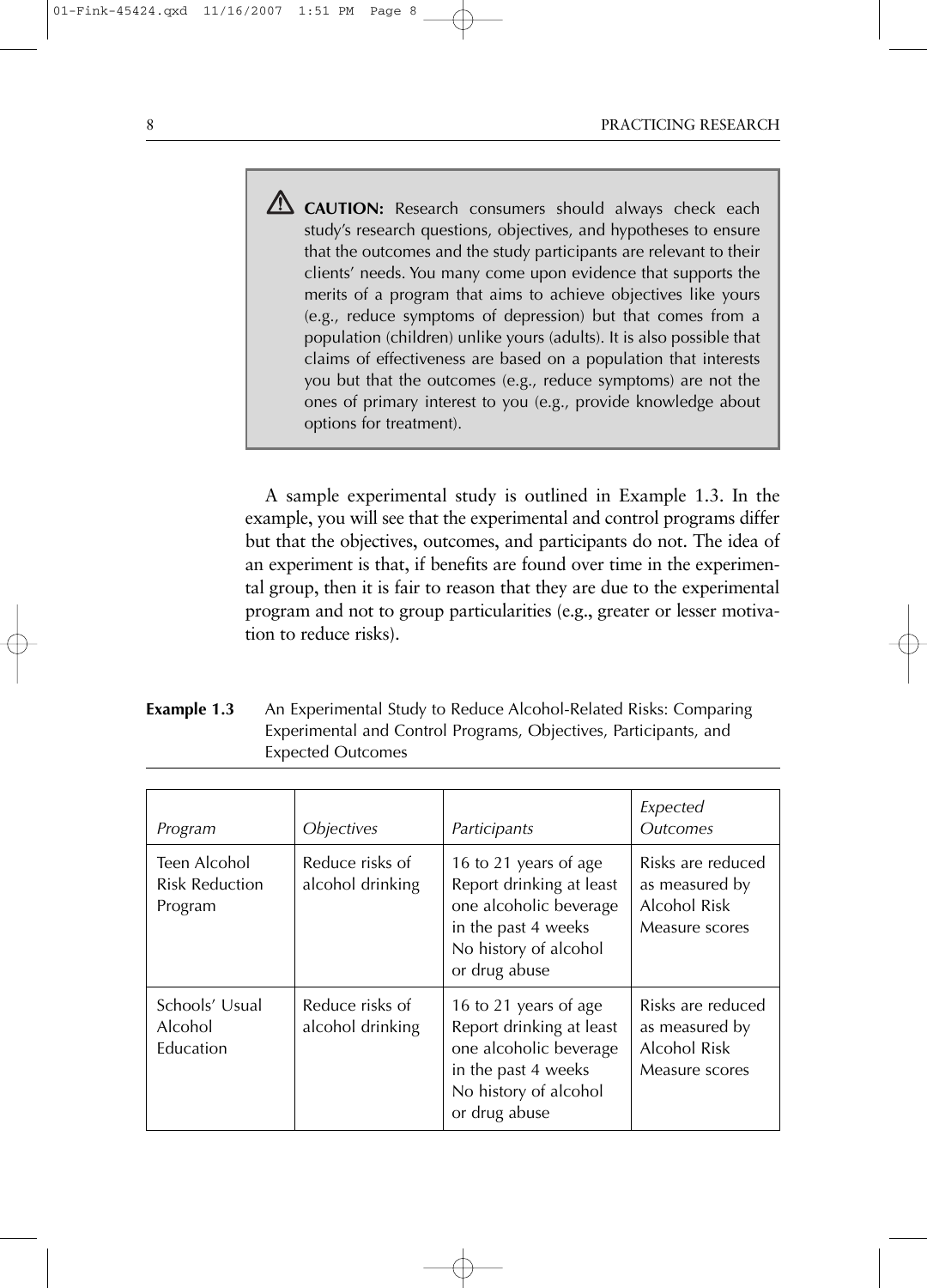> ⚠ **CAUTION:** Research consumers should always check each study's research questions, objectives, and hypotheses to ensure that the outcomes and the study participants are relevant to their clients' needs. You many come upon evidence that supports the merits of a program that aims to achieve objectives like yours (e.g., reduce symptoms of depression) but that comes from a population (children) unlike yours (adults). It is also possible that claims of effectiveness are based on a population that interests you but that the outcomes (e.g., reduce symptoms) are not the ones of primary interest to you (e.g., provide knowledge about options for treatment).

A sample experimental study is outlined in Example 1.3. In the example, you will see that the experimental and control programs differ but that the objectives, outcomes, and participants do not. The idea of an experiment is that, if benefits are found over time in the experimental group, then it is fair to reason that they are due to the experimental program and not to group particularities (e.g., greater or lesser motivation to reduce risks).

**Example 1.3** An Experimental Study to Reduce Alcohol-Related Risks: Comparing Experimental and Control Programs, Objectives, Participants, and Expected Outcomes

| *Program* | *Objectives* | *Participants* | *Expected Outcomes* |
|---|---|---|---|
| Teen Alcohol Risk Reduction Program | Reduce risks of alcohol drinking | 16 to 21 years of age<br>Report drinking at least one alcoholic beverage in the past 4 weeks<br>No history of alcohol or drug abuse | Risks are reduced as measured by Alcohol Risk Measure scores |
| Schools' Usual Alcohol Education | Reduce risks of alcohol drinking | 16 to 21 years of age<br>Report drinking at least one alcoholic beverage in the past 4 weeks<br>No history of alcohol or drug abuse | Risks are reduced as measured by Alcohol Risk Measure scores |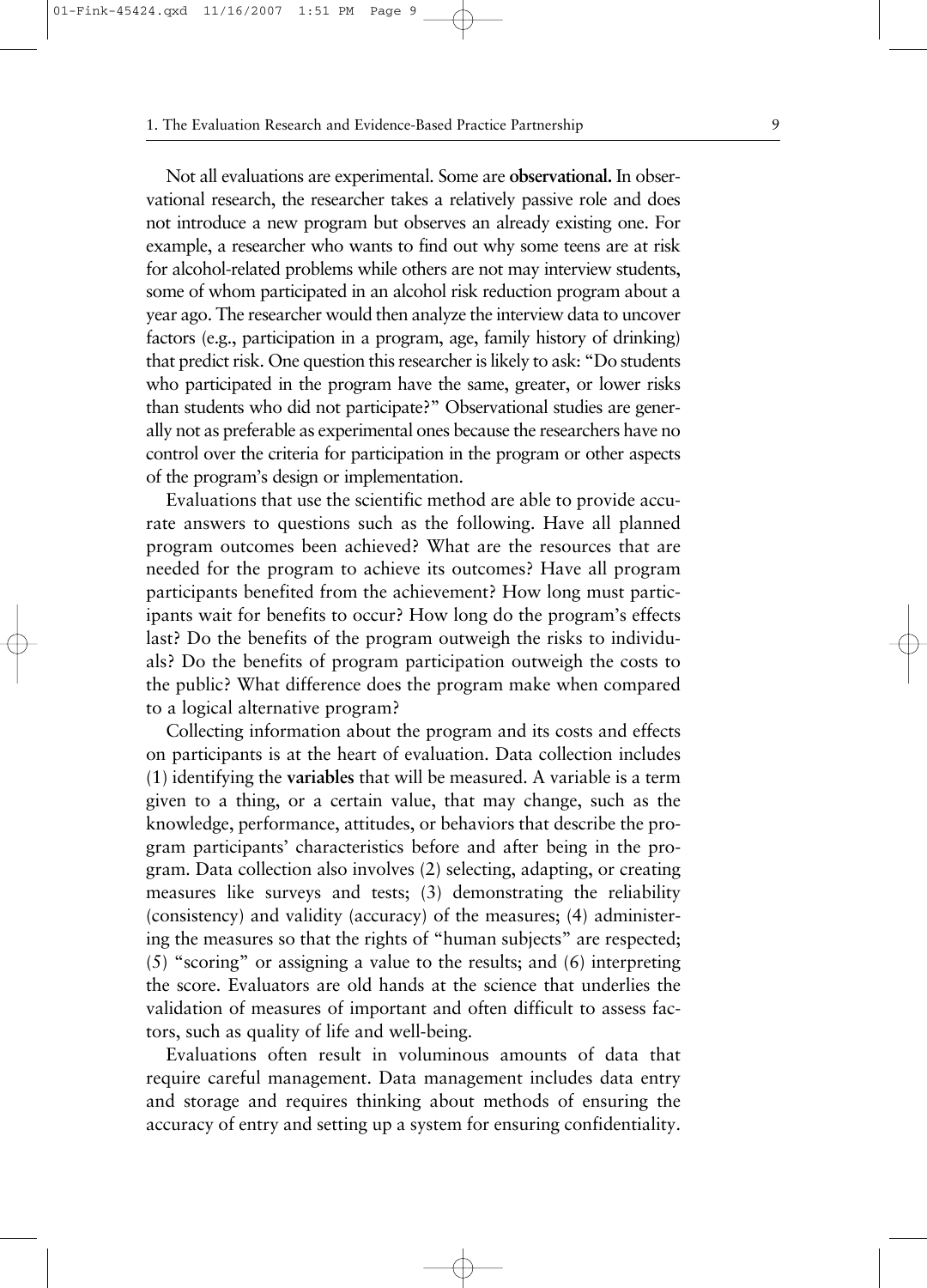Not all evaluations are experimental. Some are **observational.** In observational research, the researcher takes a relatively passive role and does not introduce a new program but observes an already existing one. For example, a researcher who wants to find out why some teens are at risk for alcohol-related problems while others are not may interview students, some of whom participated in an alcohol risk reduction program about a year ago. The researcher would then analyze the interview data to uncover factors (e.g., participation in a program, age, family history of drinking) that predict risk. One question this researcher is likely to ask: "Do students who participated in the program have the same, greater, or lower risks than students who did not participate?" Observational studies are generally not as preferable as experimental ones because the researchers have no control over the criteria for participation in the program or other aspects of the program's design or implementation.

Evaluations that use the scientific method are able to provide accurate answers to questions such as the following. Have all planned program outcomes been achieved? What are the resources that are needed for the program to achieve its outcomes? Have all program participants benefited from the achievement? How long must participants wait for benefits to occur? How long do the program's effects last? Do the benefits of the program outweigh the risks to individuals? Do the benefits of program participation outweigh the costs to the public? What difference does the program make when compared to a logical alternative program?

Collecting information about the program and its costs and effects on participants is at the heart of evaluation. Data collection includes (1) identifying the **variables** that will be measured. A variable is a term given to a thing, or a certain value, that may change, such as the knowledge, performance, attitudes, or behaviors that describe the program participants' characteristics before and after being in the program. Data collection also involves (2) selecting, adapting, or creating measures like surveys and tests; (3) demonstrating the reliability (consistency) and validity (accuracy) of the measures; (4) administering the measures so that the rights of "human subjects" are respected; (5) "scoring" or assigning a value to the results; and (6) interpreting the score. Evaluators are old hands at the science that underlies the validation of measures of important and often difficult to assess factors, such as quality of life and well-being.

Evaluations often result in voluminous amounts of data that require careful management. Data management includes data entry and storage and requires thinking about methods of ensuring the accuracy of entry and setting up a system for ensuring confidentiality.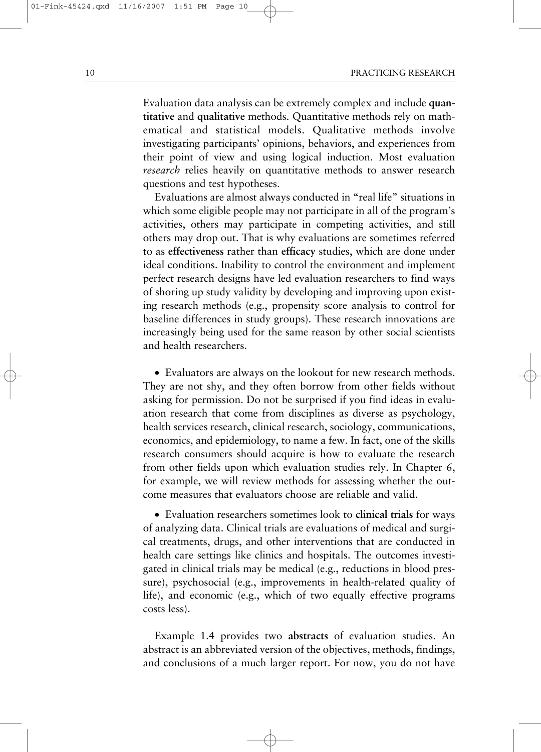Evaluation data analysis can be extremely complex and include **quantitative** and **qualitative** methods. Quantitative methods rely on mathematical and statistical models. Qualitative methods involve investigating participants' opinions, behaviors, and experiences from their point of view and using logical induction. Most evaluation *research* relies heavily on quantitative methods to answer research questions and test hypotheses.

Evaluations are almost always conducted in "real life" situations in which some eligible people may not participate in all of the program's activities, others may participate in competing activities, and still others may drop out. That is why evaluations are sometimes referred to as **effectiveness** rather than **efficacy** studies, which are done under ideal conditions. Inability to control the environment and implement perfect research designs have led evaluation researchers to find ways of shoring up study validity by developing and improving upon existing research methods (e.g., propensity score analysis to control for baseline differences in study groups). These research innovations are increasingly being used for the same reason by other social scientists and health researchers.

- Evaluators are always on the lookout for new research methods. They are not shy, and they often borrow from other fields without asking for permission. Do not be surprised if you find ideas in evaluation research that come from disciplines as diverse as psychology, health services research, clinical research, sociology, communications, economics, and epidemiology, to name a few. In fact, one of the skills research consumers should acquire is how to evaluate the research from other fields upon which evaluation studies rely. In Chapter 6, for example, we will review methods for assessing whether the outcome measures that evaluators choose are reliable and valid.

- Evaluation researchers sometimes look to **clinical trials** for ways of analyzing data. Clinical trials are evaluations of medical and surgical treatments, drugs, and other interventions that are conducted in health care settings like clinics and hospitals. The outcomes investigated in clinical trials may be medical (e.g., reductions in blood pressure), psychosocial (e.g., improvements in health-related quality of life), and economic (e.g., which of two equally effective programs costs less).

Example 1.4 provides two **abstracts** of evaluation studies. An abstract is an abbreviated version of the objectives, methods, findings, and conclusions of a much larger report. For now, you do not have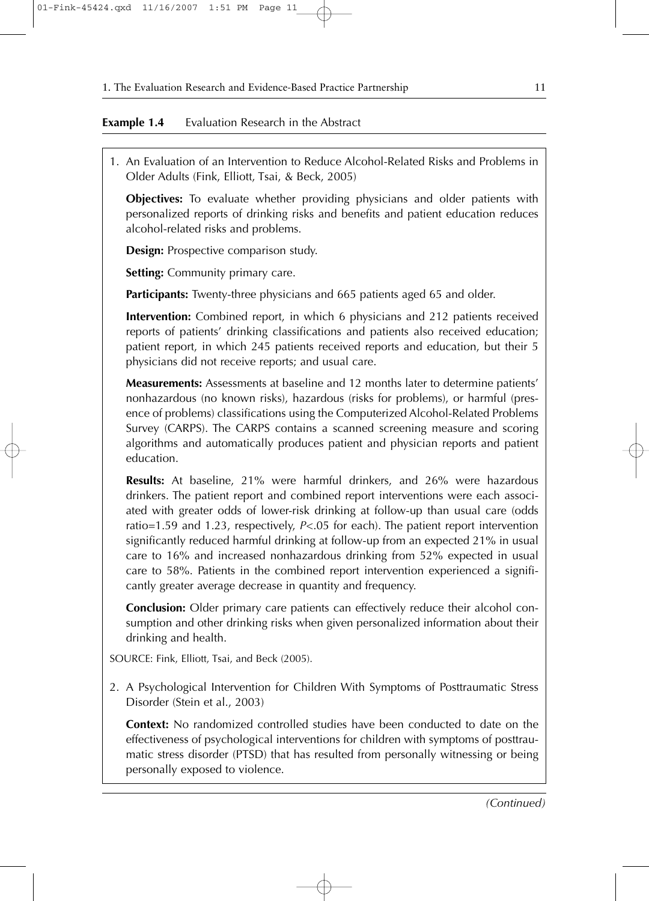**Example 1.4** Evaluation Research in the Abstract

1. An Evaluation of an Intervention to Reduce Alcohol-Related Risks and Problems in Older Adults (Fink, Elliott, Tsai, & Beck, 2005)

   **Objectives:** To evaluate whether providing physicians and older patients with personalized reports of drinking risks and benefits and patient education reduces alcohol-related risks and problems.

   **Design:** Prospective comparison study.

   **Setting:** Community primary care.

   **Participants:** Twenty-three physicians and 665 patients aged 65 and older.

   **Intervention:** Combined report, in which 6 physicians and 212 patients received reports of patients' drinking classifications and patients also received education; patient report, in which 245 patients received reports and education, but their 5 physicians did not receive reports; and usual care.

   **Measurements:** Assessments at baseline and 12 months later to determine patients' nonhazardous (no known risks), hazardous (risks for problems), or harmful (presence of problems) classifications using the Computerized Alcohol-Related Problems Survey (CARPS). The CARPS contains a scanned screening measure and scoring algorithms and automatically produces patient and physician reports and patient education.

   **Results:** At baseline, 21% were harmful drinkers, and 26% were hazardous drinkers. The patient report and combined report interventions were each associated with greater odds of lower-risk drinking at follow-up than usual care (odds ratio=1.59 and 1.23, respectively, $P<.05$ for each). The patient report intervention significantly reduced harmful drinking at follow-up from an expected 21% in usual care to 16% and increased nonhazardous drinking from 52% expected in usual care to 58%. Patients in the combined report intervention experienced a significantly greater average decrease in quantity and frequency.

   **Conclusion:** Older primary care patients can effectively reduce their alcohol consumption and other drinking risks when given personalized information about their drinking and health.

SOURCE: Fink, Elliott, Tsai, and Beck (2005).

2. A Psychological Intervention for Children With Symptoms of Posttraumatic Stress Disorder (Stein et al., 2003)

   **Context:** No randomized controlled studies have been conducted to date on the effectiveness of psychological interventions for children with symptoms of posttraumatic stress disorder (PTSD) that has resulted from personally witnessing or being personally exposed to violence.

*(Continued)*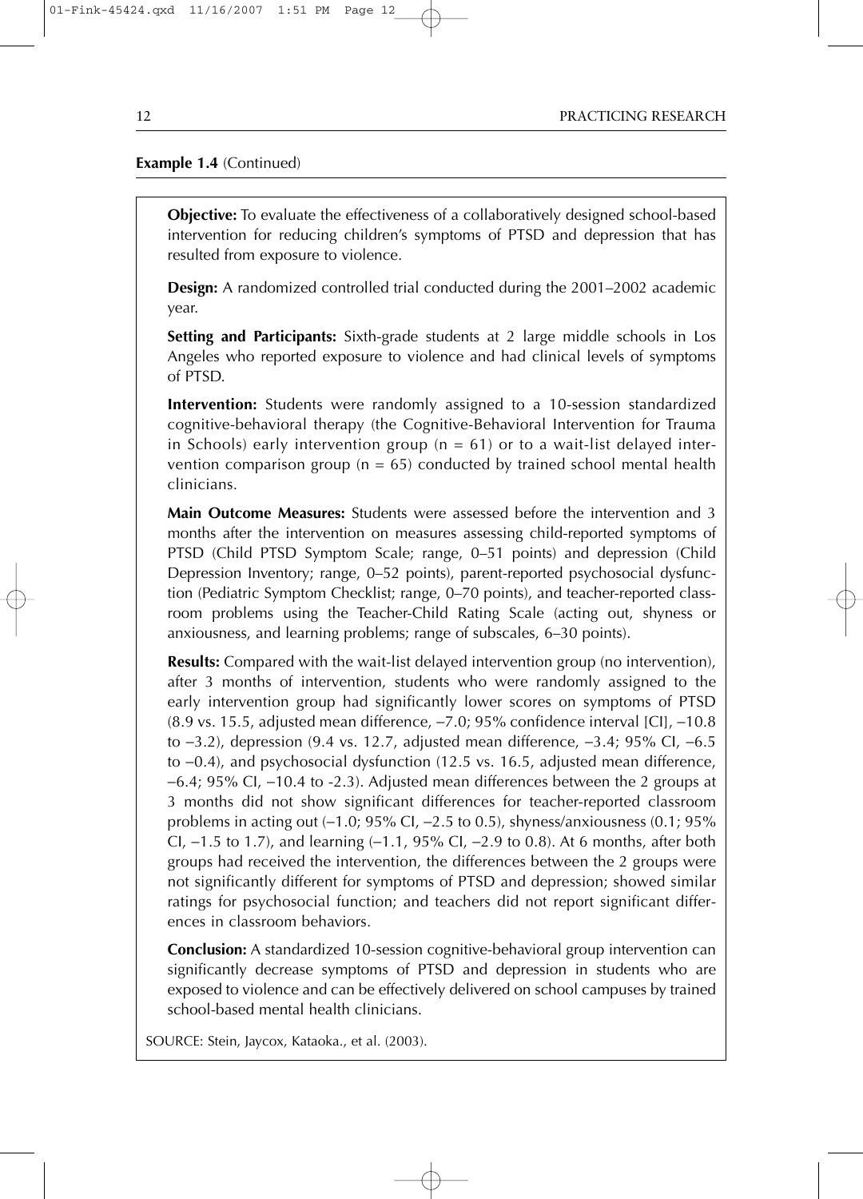**Example 1.4** (Continued)

**Objective:** To evaluate the effectiveness of a collaboratively designed school-based intervention for reducing children's symptoms of PTSD and depression that has resulted from exposure to violence.

**Design:** A randomized controlled trial conducted during the 2001–2002 academic year.

**Setting and Participants:** Sixth-grade students at 2 large middle schools in Los Angeles who reported exposure to violence and had clinical levels of symptoms of PTSD.

**Intervention:** Students were randomly assigned to a 10-session standardized cognitive-behavioral therapy (the Cognitive-Behavioral Intervention for Trauma in Schools) early intervention group ($n = 61$) or to a wait-list delayed intervention comparison group ($n = 65$) conducted by trained school mental health clinicians.

**Main Outcome Measures:** Students were assessed before the intervention and 3 months after the intervention on measures assessing child-reported symptoms of PTSD (Child PTSD Symptom Scale; range, 0–51 points) and depression (Child Depression Inventory; range, 0–52 points), parent-reported psychosocial dysfunction (Pediatric Symptom Checklist; range, 0–70 points), and teacher-reported classroom problems using the Teacher-Child Rating Scale (acting out, shyness or anxiousness, and learning problems; range of subscales, 6–30 points).

**Results:** Compared with the wait-list delayed intervention group (no intervention), after 3 months of intervention, students who were randomly assigned to the early intervention group had significantly lower scores on symptoms of PTSD (8.9 vs. 15.5, adjusted mean difference, −7.0; 95% confidence interval [CI], −10.8 to −3.2), depression (9.4 vs. 12.7, adjusted mean difference, −3.4; 95% CI, −6.5 to −0.4), and psychosocial dysfunction (12.5 vs. 16.5, adjusted mean difference, −6.4; 95% CI, −10.4 to -2.3). Adjusted mean differences between the 2 groups at 3 months did not show significant differences for teacher-reported classroom problems in acting out (−1.0; 95% CI, −2.5 to 0.5), shyness/anxiousness (0.1; 95% CI, −1.5 to 1.7), and learning (−1.1, 95% CI, −2.9 to 0.8). At 6 months, after both groups had received the intervention, the differences between the 2 groups were not significantly different for symptoms of PTSD and depression; showed similar ratings for psychosocial function; and teachers did not report significant differences in classroom behaviors.

**Conclusion:** A standardized 10-session cognitive-behavioral group intervention can significantly decrease symptoms of PTSD and depression in students who are exposed to violence and can be effectively delivered on school campuses by trained school-based mental health clinicians.

SOURCE: Stein, Jaycox, Kataoka., et al. (2003).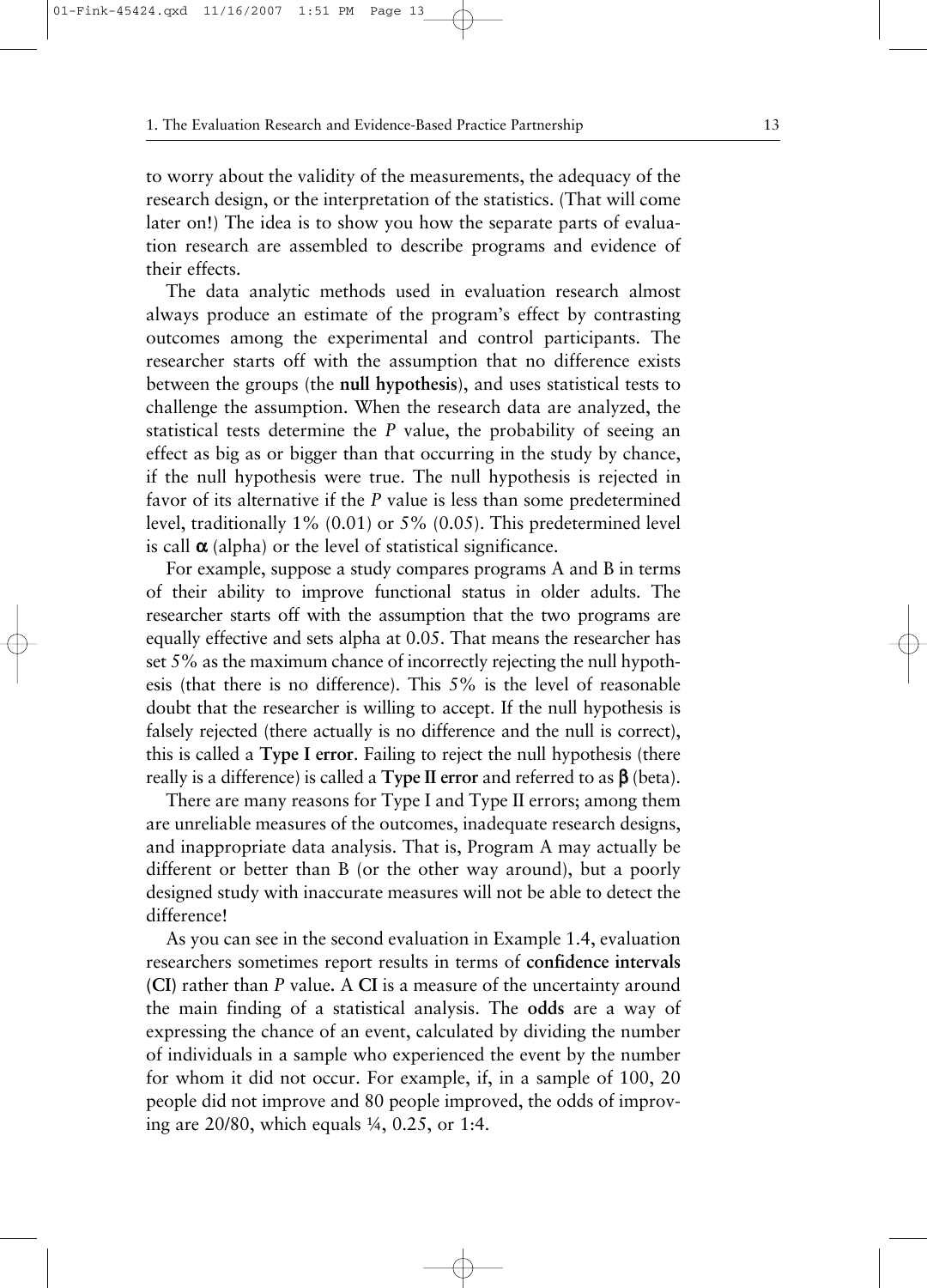to worry about the validity of the measurements, the adequacy of the research design, or the interpretation of the statistics. (That will come later on!) The idea is to show you how the separate parts of evaluation research are assembled to describe programs and evidence of their effects.

The data analytic methods used in evaluation research almost always produce an estimate of the program's effect by contrasting outcomes among the experimental and control participants. The researcher starts off with the assumption that no difference exists between the groups (the **null hypothesis**), and uses statistical tests to challenge the assumption. When the research data are analyzed, the statistical tests determine the *P* value, the probability of seeing an effect as big as or bigger than that occurring in the study by chance, if the null hypothesis were true. The null hypothesis is rejected in favor of its alternative if the *P* value is less than some predetermined level, traditionally 1% (0.01) or 5% (0.05). This predetermined level is call $\alpha$ (alpha) or the level of statistical significance.

For example, suppose a study compares programs A and B in terms of their ability to improve functional status in older adults. The researcher starts off with the assumption that the two programs are equally effective and sets alpha at 0.05. That means the researcher has set 5% as the maximum chance of incorrectly rejecting the null hypothesis (that there is no difference). This 5% is the level of reasonable doubt that the researcher is willing to accept. If the null hypothesis is falsely rejected (there actually is no difference and the null is correct), this is called a **Type I error**. Failing to reject the null hypothesis (there really is a difference) is called a **Type II error** and referred to as $\beta$ (beta).

There are many reasons for Type I and Type II errors; among them are unreliable measures of the outcomes, inadequate research designs, and inappropriate data analysis. That is, Program A may actually be different or better than B (or the other way around), but a poorly designed study with inaccurate measures will not be able to detect the difference!

As you can see in the second evaluation in Example 1.4, evaluation researchers sometimes report results in terms of **confidence intervals (CI)** rather than *P* value. A **CI** is a measure of the uncertainty around the main finding of a statistical analysis. The **odds** are a way of expressing the chance of an event, calculated by dividing the number of individuals in a sample who experienced the event by the number for whom it did not occur. For example, if, in a sample of 100, 20 people did not improve and 80 people improved, the odds of improving are 20/80, which equals ¼, 0.25, or 1:4.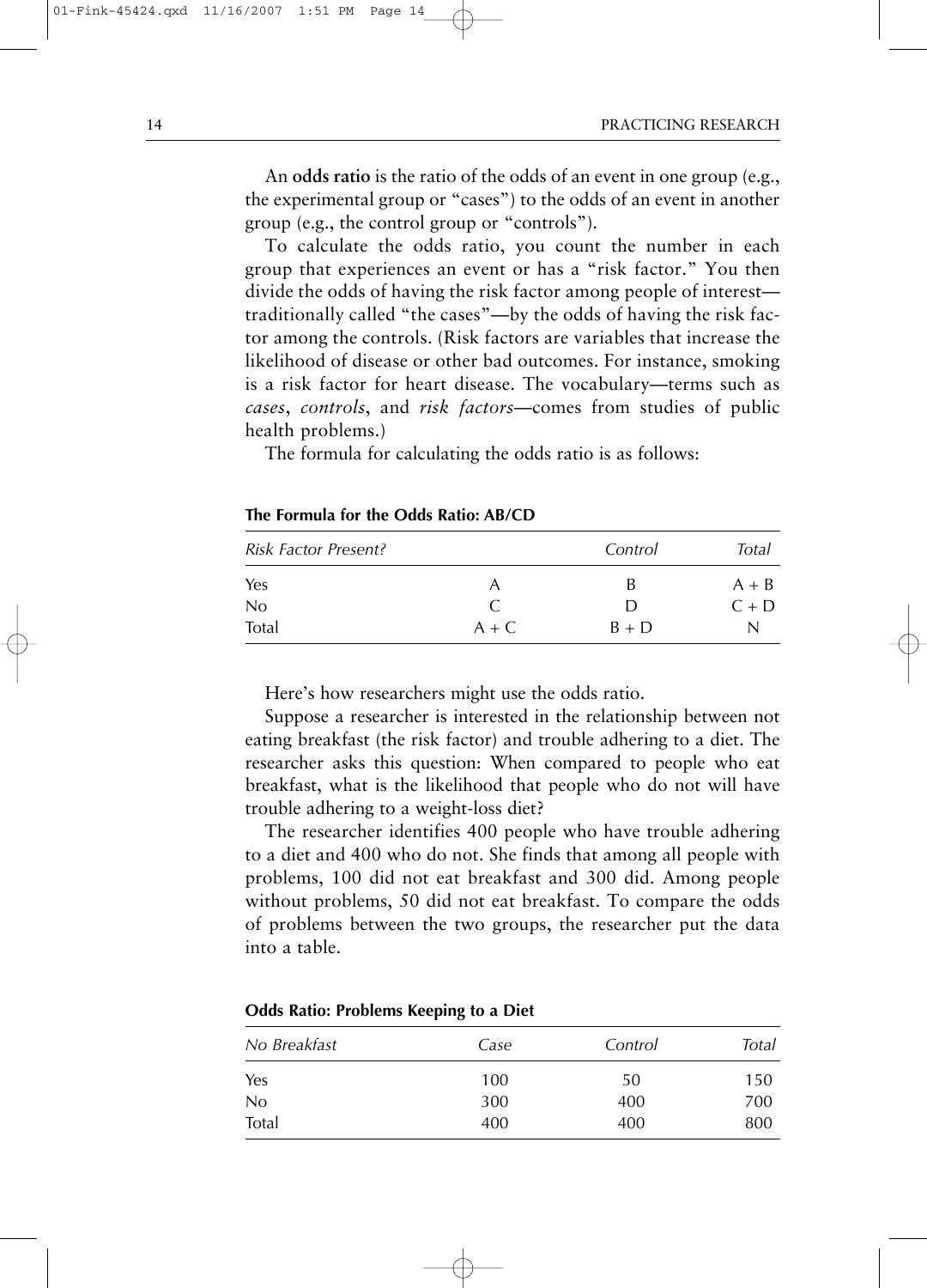An **odds ratio** is the ratio of the odds of an event in one group (e.g., the experimental group or "cases") to the odds of an event in another group (e.g., the control group or "controls").

To calculate the odds ratio, you count the number in each group that experiences an event or has a "risk factor." You then divide the odds of having the risk factor among people of interest—traditionally called "the cases"—by the odds of having the risk factor among the controls. (Risk factors are variables that increase the likelihood of disease or other bad outcomes. For instance, smoking is a risk factor for heart disease. The vocabulary—terms such as *cases*, *controls*, and *risk factors*—comes from studies of public health problems.)

The formula for calculating the odds ratio is as follows:

**The Formula for the Odds Ratio: AB/CD**

| *Risk Factor Present?* | | *Control* | *Total* |
|---|---|---|---|
| Yes | A | B | A + B |
| No | C | D | C + D |
| Total | A + C | B + D | N |

Here's how researchers might use the odds ratio.

Suppose a researcher is interested in the relationship between not eating breakfast (the risk factor) and trouble adhering to a diet. The researcher asks this question: When compared to people who eat breakfast, what is the likelihood that people who do not will have trouble adhering to a weight-loss diet?

The researcher identifies 400 people who have trouble adhering to a diet and 400 who do not. She finds that among all people with problems, 100 did not eat breakfast and 300 did. Among people without problems, 50 did not eat breakfast. To compare the odds of problems between the two groups, the researcher put the data into a table.

**Odds Ratio: Problems Keeping to a Diet**

| *No Breakfast* | *Case* | *Control* | *Total* |
|---|---|---|---|
| Yes | 100 | 50 | 150 |
| No | 300 | 400 | 700 |
| Total | 400 | 400 | 800 |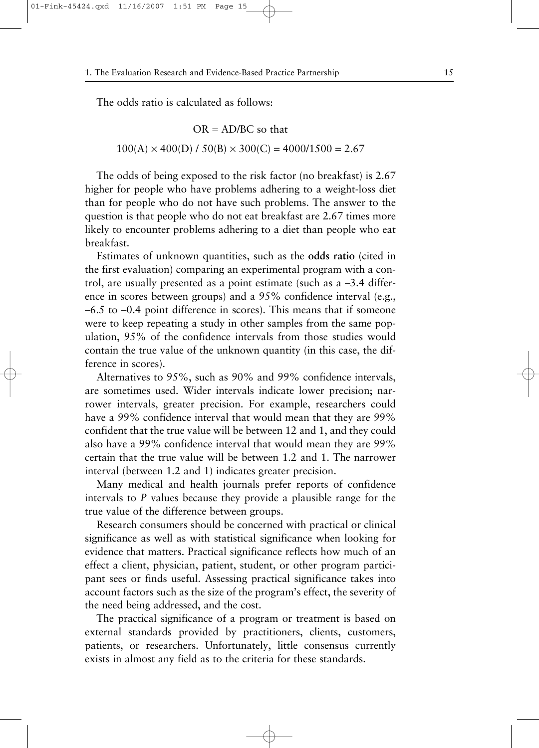The odds ratio is calculated as follows:

$$\text{OR} = \text{AD/BC so that}$$

$$100(\text{A}) \times 400(\text{D}) \,/\, 50(\text{B}) \times 300(\text{C}) = 4000/1500 = 2.67$$

The odds of being exposed to the risk factor (no breakfast) is 2.67 higher for people who have problems adhering to a weight-loss diet than for people who do not have such problems. The answer to the question is that people who do not eat breakfast are 2.67 times more likely to encounter problems adhering to a diet than people who eat breakfast.

Estimates of unknown quantities, such as the **odds ratio** (cited in the first evaluation) comparing an experimental program with a control, are usually presented as a point estimate (such as a –3.4 difference in scores between groups) and a 95% confidence interval (e.g., –6.5 to –0.4 point difference in scores). This means that if someone were to keep repeating a study in other samples from the same population, 95% of the confidence intervals from those studies would contain the true value of the unknown quantity (in this case, the difference in scores).

Alternatives to 95%, such as 90% and 99% confidence intervals, are sometimes used. Wider intervals indicate lower precision; narrower intervals, greater precision. For example, researchers could have a 99% confidence interval that would mean that they are 99% confident that the true value will be between 12 and 1, and they could also have a 99% confidence interval that would mean they are 99% certain that the true value will be between 1.2 and 1. The narrower interval (between 1.2 and 1) indicates greater precision.

Many medical and health journals prefer reports of confidence intervals to *P* values because they provide a plausible range for the true value of the difference between groups.

Research consumers should be concerned with practical or clinical significance as well as with statistical significance when looking for evidence that matters. Practical significance reflects how much of an effect a client, physician, patient, student, or other program participant sees or finds useful. Assessing practical significance takes into account factors such as the size of the program's effect, the severity of the need being addressed, and the cost.

The practical significance of a program or treatment is based on external standards provided by practitioners, clients, customers, patients, or researchers. Unfortunately, little consensus currently exists in almost any field as to the criteria for these standards.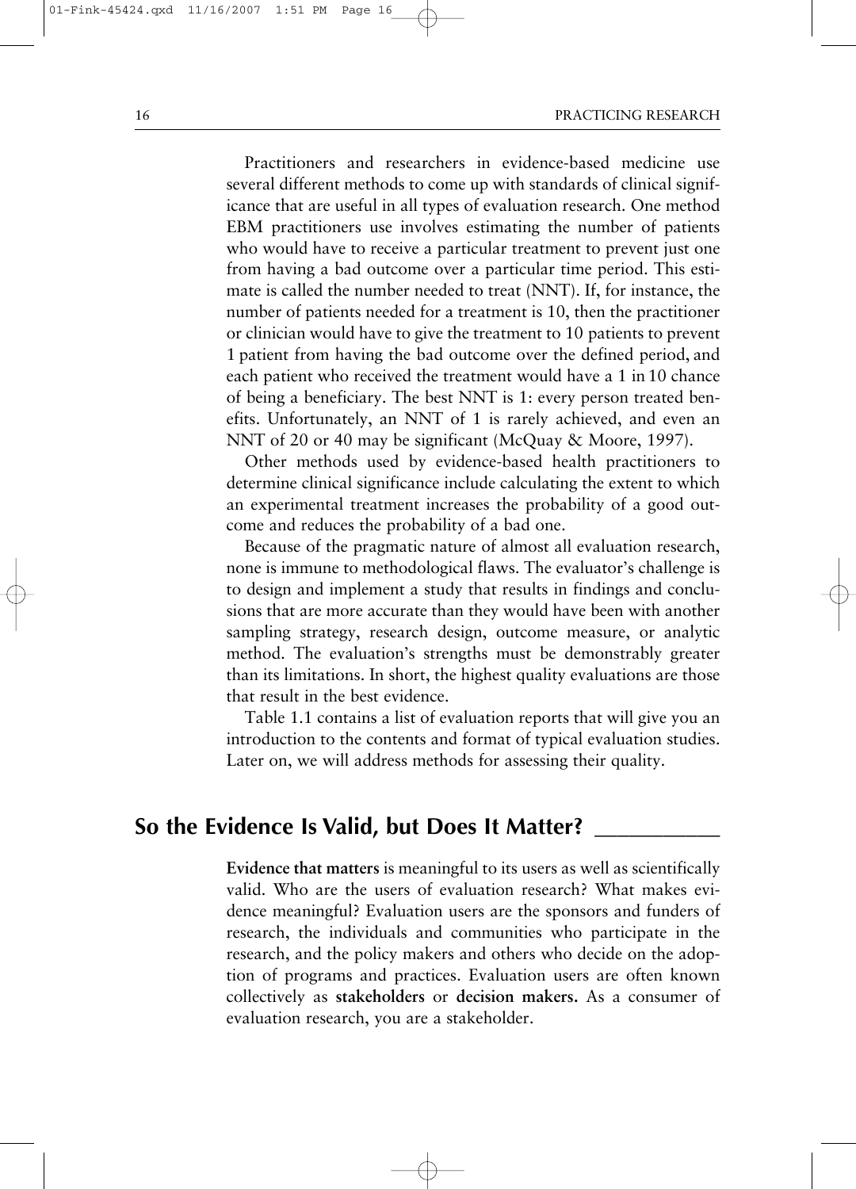Practitioners and researchers in evidence-based medicine use several different methods to come up with standards of clinical significance that are useful in all types of evaluation research. One method EBM practitioners use involves estimating the number of patients who would have to receive a particular treatment to prevent just one from having a bad outcome over a particular time period. This estimate is called the number needed to treat (NNT). If, for instance, the number of patients needed for a treatment is 10, then the practitioner or clinician would have to give the treatment to 10 patients to prevent 1 patient from having the bad outcome over the defined period, and each patient who received the treatment would have a 1 in 10 chance of being a beneficiary. The best NNT is 1: every person treated benefits. Unfortunately, an NNT of 1 is rarely achieved, and even an NNT of 20 or 40 may be significant (McQuay & Moore, 1997).

Other methods used by evidence-based health practitioners to determine clinical significance include calculating the extent to which an experimental treatment increases the probability of a good outcome and reduces the probability of a bad one.

Because of the pragmatic nature of almost all evaluation research, none is immune to methodological flaws. The evaluator's challenge is to design and implement a study that results in findings and conclusions that are more accurate than they would have been with another sampling strategy, research design, outcome measure, or analytic method. The evaluation's strengths must be demonstrably greater than its limitations. In short, the highest quality evaluations are those that result in the best evidence.

Table 1.1 contains a list of evaluation reports that will give you an introduction to the contents and format of typical evaluation studies. Later on, we will address methods for assessing their quality.

## So the Evidence Is Valid, but Does It Matter?

**Evidence that matters** is meaningful to its users as well as scientifically valid. Who are the users of evaluation research? What makes evidence meaningful? Evaluation users are the sponsors and funders of research, the individuals and communities who participate in the research, and the policy makers and others who decide on the adoption of programs and practices. Evaluation users are often known collectively as **stakeholders** or **decision makers.** As a consumer of evaluation research, you are a stakeholder.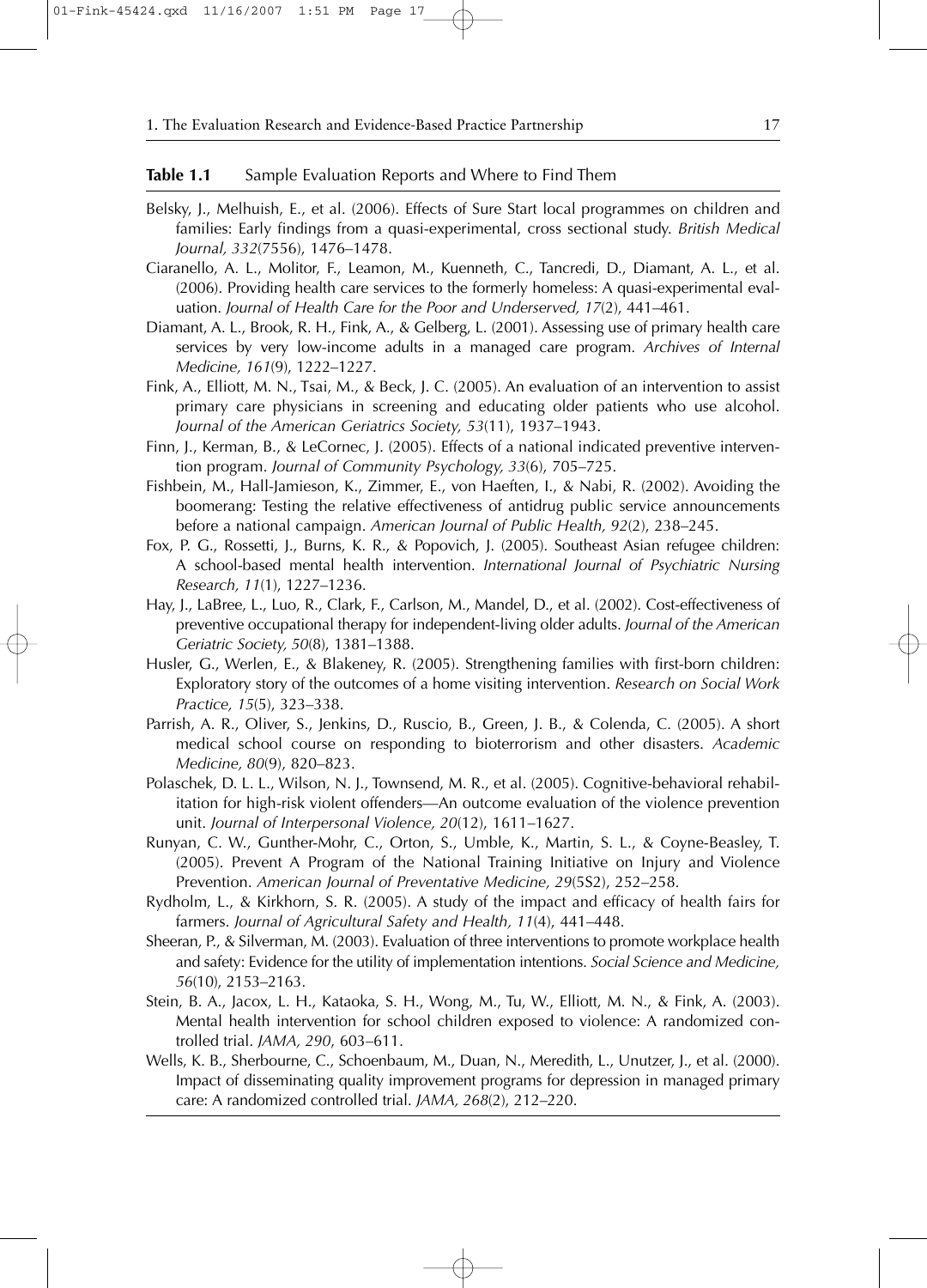**Table 1.1** Sample Evaluation Reports and Where to Find Them

Belsky, J., Melhuish, E., et al. (2006). Effects of Sure Start local programmes on children and families: Early findings from a quasi-experimental, cross sectional study. *British Medical Journal, 332*(7556), 1476–1478.

Ciaranello, A. L., Molitor, F., Leamon, M., Kuenneth, C., Tancredi, D., Diamant, A. L., et al. (2006). Providing health care services to the formerly homeless: A quasi-experimental evaluation. *Journal of Health Care for the Poor and Underserved, 17*(2), 441–461.

Diamant, A. L., Brook, R. H., Fink, A., & Gelberg, L. (2001). Assessing use of primary health care services by very low-income adults in a managed care program. *Archives of Internal Medicine, 161*(9), 1222–1227.

Fink, A., Elliott, M. N., Tsai, M., & Beck, J. C. (2005). An evaluation of an intervention to assist primary care physicians in screening and educating older patients who use alcohol. *Journal of the American Geriatrics Society, 53*(11), 1937–1943.

Finn, J., Kerman, B., & LeCornec, J. (2005). Effects of a national indicated preventive intervention program. *Journal of Community Psychology, 33*(6), 705–725.

Fishbein, M., Hall-Jamieson, K., Zimmer, E., von Haeften, I., & Nabi, R. (2002). Avoiding the boomerang: Testing the relative effectiveness of antidrug public service announcements before a national campaign. *American Journal of Public Health, 92*(2), 238–245.

Fox, P. G., Rossetti, J., Burns, K. R., & Popovich, J. (2005). Southeast Asian refugee children: A school-based mental health intervention. *International Journal of Psychiatric Nursing Research, 11*(1), 1227–1236.

Hay, J., LaBree, L., Luo, R., Clark, F., Carlson, M., Mandel, D., et al. (2002). Cost-effectiveness of preventive occupational therapy for independent-living older adults. *Journal of the American Geriatric Society, 50*(8), 1381–1388.

Husler, G., Werlen, E., & Blakeney, R. (2005). Strengthening families with first-born children: Exploratory story of the outcomes of a home visiting intervention. *Research on Social Work Practice, 15*(5), 323–338.

Parrish, A. R., Oliver, S., Jenkins, D., Ruscio, B., Green, J. B., & Colenda, C. (2005). A short medical school course on responding to bioterrorism and other disasters. *Academic Medicine, 80*(9), 820–823.

Polaschek, D. L. L., Wilson, N. J., Townsend, M. R., et al. (2005). Cognitive-behavioral rehabilitation for high-risk violent offenders—An outcome evaluation of the violence prevention unit. *Journal of Interpersonal Violence, 20*(12), 1611–1627.

Runyan, C. W., Gunther-Mohr, C., Orton, S., Umble, K., Martin, S. L., & Coyne-Beasley, T. (2005). Prevent A Program of the National Training Initiative on Injury and Violence Prevention. *American Journal of Preventative Medicine, 29*(5S2), 252–258.

Rydholm, L., & Kirkhorn, S. R. (2005). A study of the impact and efficacy of health fairs for farmers. *Journal of Agricultural Safety and Health, 11*(4), 441–448.

Sheeran, P., & Silverman, M. (2003). Evaluation of three interventions to promote workplace health and safety: Evidence for the utility of implementation intentions. *Social Science and Medicine, 56*(10), 2153–2163.

Stein, B. A., Jacox, L. H., Kataoka, S. H., Wong, M., Tu, W., Elliott, M. N., & Fink, A. (2003). Mental health intervention for school children exposed to violence: A randomized controlled trial. *JAMA, 290*, 603–611.

Wells, K. B., Sherbourne, C., Schoenbaum, M., Duan, N., Meredith, L., Unutzer, J., et al. (2000). Impact of disseminating quality improvement programs for depression in managed primary care: A randomized controlled trial. *JAMA, 268*(2), 212–220.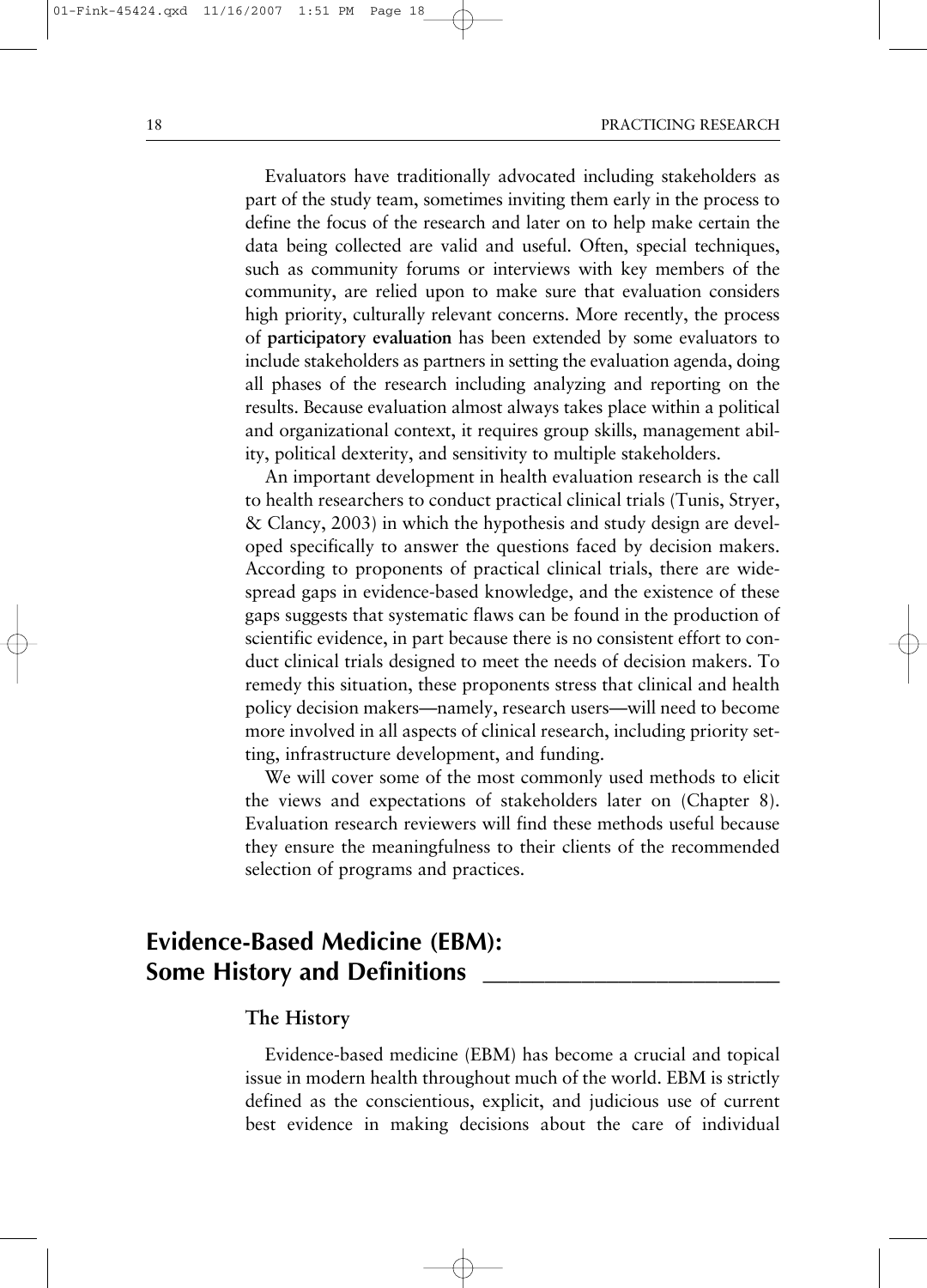Evaluators have traditionally advocated including stakeholders as part of the study team, sometimes inviting them early in the process to define the focus of the research and later on to help make certain the data being collected are valid and useful. Often, special techniques, such as community forums or interviews with key members of the community, are relied upon to make sure that evaluation considers high priority, culturally relevant concerns. More recently, the process of **participatory evaluation** has been extended by some evaluators to include stakeholders as partners in setting the evaluation agenda, doing all phases of the research including analyzing and reporting on the results. Because evaluation almost always takes place within a political and organizational context, it requires group skills, management ability, political dexterity, and sensitivity to multiple stakeholders.

An important development in health evaluation research is the call to health researchers to conduct practical clinical trials (Tunis, Stryer, & Clancy, 2003) in which the hypothesis and study design are developed specifically to answer the questions faced by decision makers. According to proponents of practical clinical trials, there are widespread gaps in evidence-based knowledge, and the existence of these gaps suggests that systematic flaws can be found in the production of scientific evidence, in part because there is no consistent effort to conduct clinical trials designed to meet the needs of decision makers. To remedy this situation, these proponents stress that clinical and health policy decision makers—namely, research users—will need to become more involved in all aspects of clinical research, including priority setting, infrastructure development, and funding.

We will cover some of the most commonly used methods to elicit the views and expectations of stakeholders later on (Chapter 8). Evaluation research reviewers will find these methods useful because they ensure the meaningfulness to their clients of the recommended selection of programs and practices.

## Evidence-Based Medicine (EBM): Some History and Definitions

### The History

Evidence-based medicine (EBM) has become a crucial and topical issue in modern health throughout much of the world. EBM is strictly defined as the conscientious, explicit, and judicious use of current best evidence in making decisions about the care of individual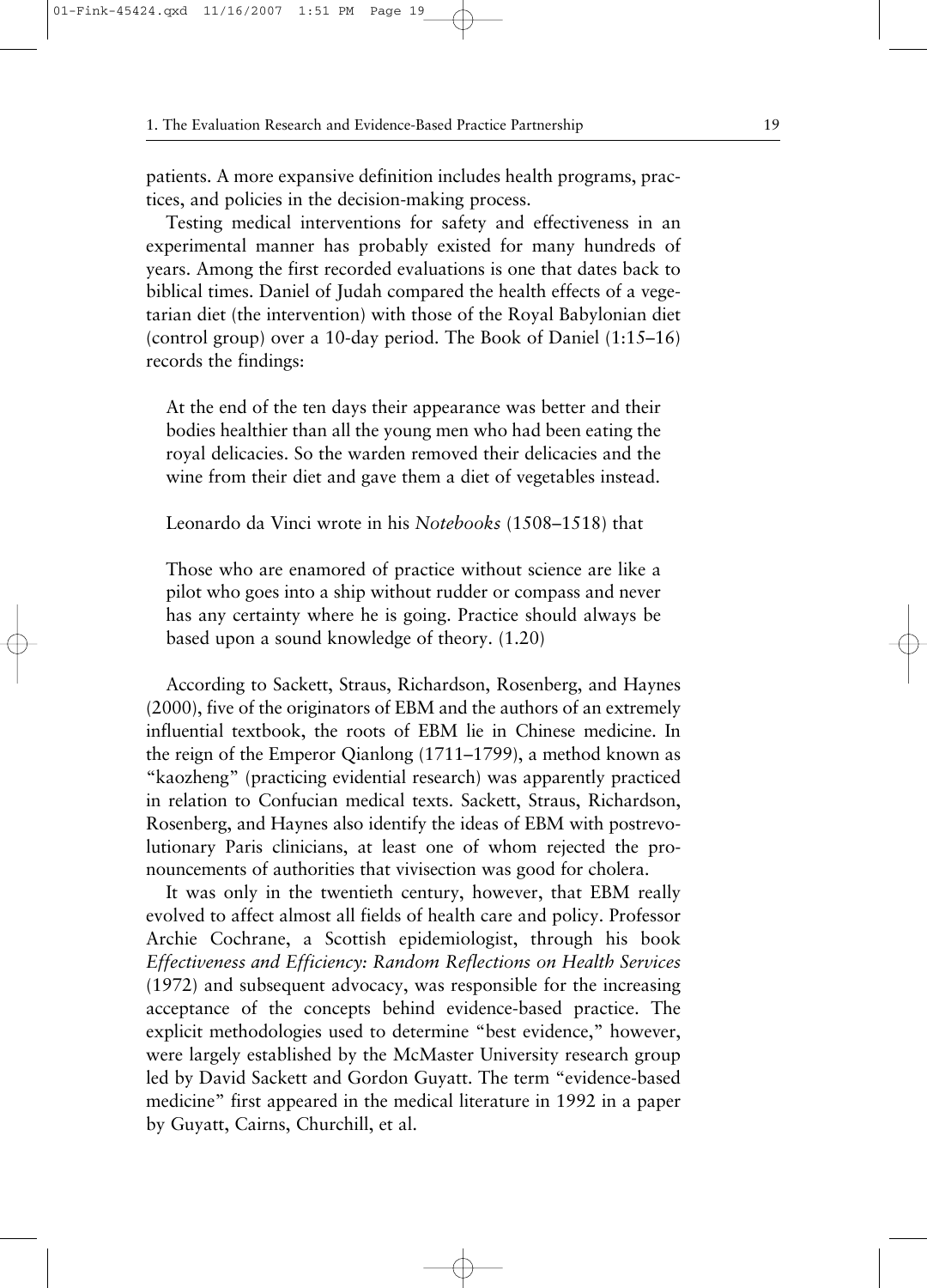patients. A more expansive definition includes health programs, practices, and policies in the decision-making process.

Testing medical interventions for safety and effectiveness in an experimental manner has probably existed for many hundreds of years. Among the first recorded evaluations is one that dates back to biblical times. Daniel of Judah compared the health effects of a vegetarian diet (the intervention) with those of the Royal Babylonian diet (control group) over a 10-day period. The Book of Daniel (1:15–16) records the findings:

> At the end of the ten days their appearance was better and their bodies healthier than all the young men who had been eating the royal delicacies. So the warden removed their delicacies and the wine from their diet and gave them a diet of vegetables instead.

Leonardo da Vinci wrote in his *Notebooks* (1508–1518) that

> Those who are enamored of practice without science are like a pilot who goes into a ship without rudder or compass and never has any certainty where he is going. Practice should always be based upon a sound knowledge of theory. (1.20)

According to Sackett, Straus, Richardson, Rosenberg, and Haynes (2000), five of the originators of EBM and the authors of an extremely influential textbook, the roots of EBM lie in Chinese medicine. In the reign of the Emperor Qianlong (1711–1799), a method known as "kaozheng" (practicing evidential research) was apparently practiced in relation to Confucian medical texts. Sackett, Straus, Richardson, Rosenberg, and Haynes also identify the ideas of EBM with postrevolutionary Paris clinicians, at least one of whom rejected the pronouncements of authorities that vivisection was good for cholera.

It was only in the twentieth century, however, that EBM really evolved to affect almost all fields of health care and policy. Professor Archie Cochrane, a Scottish epidemiologist, through his book *Effectiveness and Efficiency: Random Reflections on Health Services* (1972) and subsequent advocacy, was responsible for the increasing acceptance of the concepts behind evidence-based practice. The explicit methodologies used to determine "best evidence," however, were largely established by the McMaster University research group led by David Sackett and Gordon Guyatt. The term "evidence-based medicine" first appeared in the medical literature in 1992 in a paper by Guyatt, Cairns, Churchill, et al.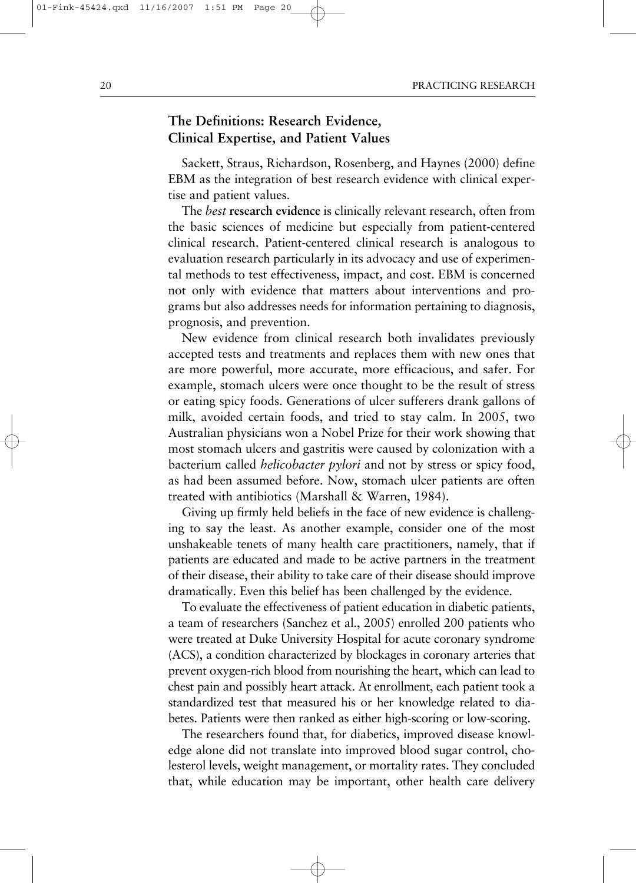## The Definitions: Research Evidence, Clinical Expertise, and Patient Values

Sackett, Straus, Richardson, Rosenberg, and Haynes (2000) define EBM as the integration of best research evidence with clinical expertise and patient values.

The *best* **research evidence** is clinically relevant research, often from the basic sciences of medicine but especially from patient-centered clinical research. Patient-centered clinical research is analogous to evaluation research particularly in its advocacy and use of experimental methods to test effectiveness, impact, and cost. EBM is concerned not only with evidence that matters about interventions and programs but also addresses needs for information pertaining to diagnosis, prognosis, and prevention.

New evidence from clinical research both invalidates previously accepted tests and treatments and replaces them with new ones that are more powerful, more accurate, more efficacious, and safer. For example, stomach ulcers were once thought to be the result of stress or eating spicy foods. Generations of ulcer sufferers drank gallons of milk, avoided certain foods, and tried to stay calm. In 2005, two Australian physicians won a Nobel Prize for their work showing that most stomach ulcers and gastritis were caused by colonization with a bacterium called *helicobacter pylori* and not by stress or spicy food, as had been assumed before. Now, stomach ulcer patients are often treated with antibiotics (Marshall & Warren, 1984).

Giving up firmly held beliefs in the face of new evidence is challenging to say the least. As another example, consider one of the most unshakeable tenets of many health care practitioners, namely, that if patients are educated and made to be active partners in the treatment of their disease, their ability to take care of their disease should improve dramatically. Even this belief has been challenged by the evidence.

To evaluate the effectiveness of patient education in diabetic patients, a team of researchers (Sanchez et al., 2005) enrolled 200 patients who were treated at Duke University Hospital for acute coronary syndrome (ACS), a condition characterized by blockages in coronary arteries that prevent oxygen-rich blood from nourishing the heart, which can lead to chest pain and possibly heart attack. At enrollment, each patient took a standardized test that measured his or her knowledge related to diabetes. Patients were then ranked as either high-scoring or low-scoring.

The researchers found that, for diabetics, improved disease knowledge alone did not translate into improved blood sugar control, cholesterol levels, weight management, or mortality rates. They concluded that, while education may be important, other health care delivery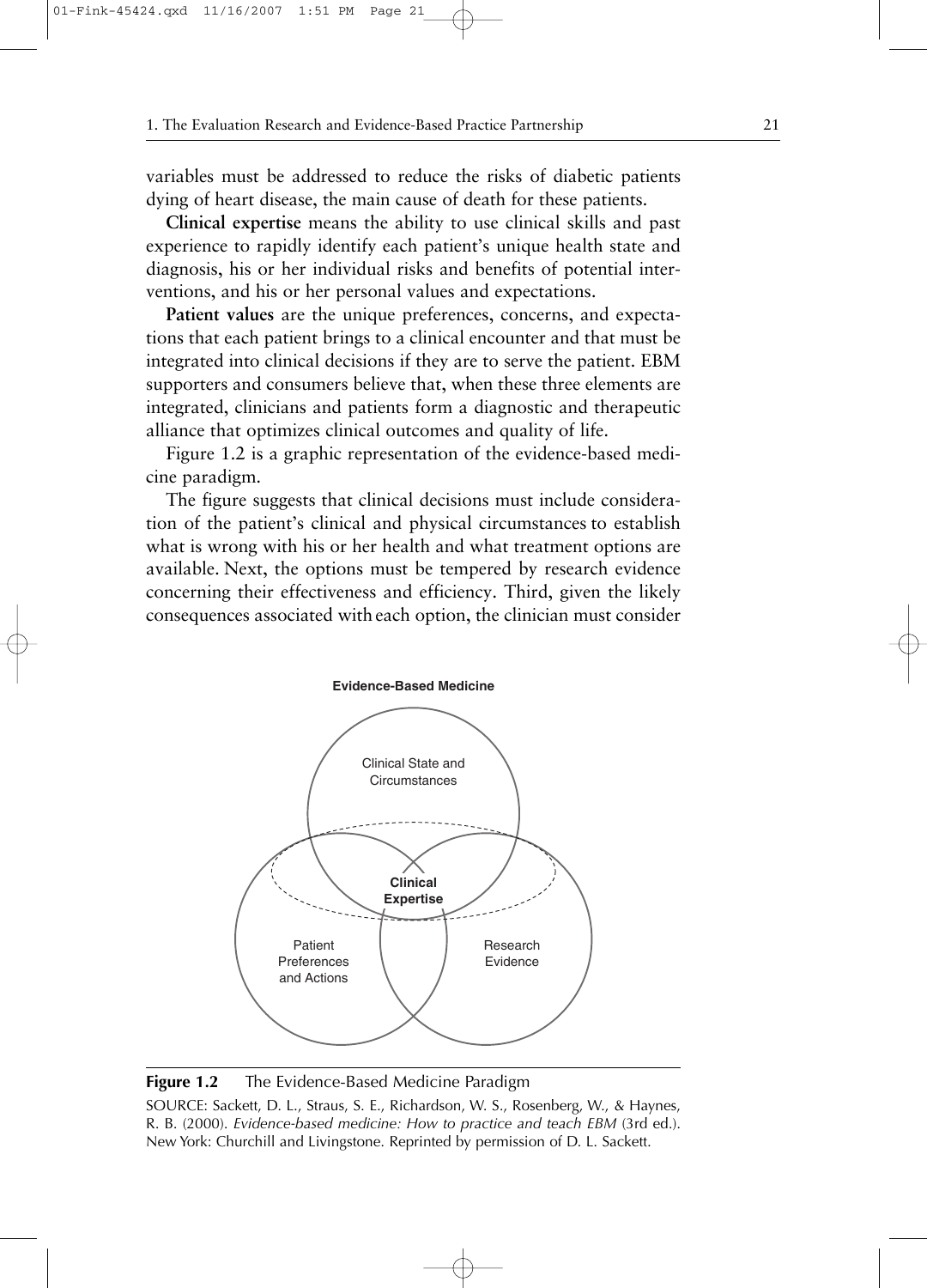variables must be addressed to reduce the risks of diabetic patients dying of heart disease, the main cause of death for these patients.

**Clinical expertise** means the ability to use clinical skills and past experience to rapidly identify each patient's unique health state and diagnosis, his or her individual risks and benefits of potential interventions, and his or her personal values and expectations.

**Patient values** are the unique preferences, concerns, and expectations that each patient brings to a clinical encounter and that must be integrated into clinical decisions if they are to serve the patient. EBM supporters and consumers believe that, when these three elements are integrated, clinicians and patients form a diagnostic and therapeutic alliance that optimizes clinical outcomes and quality of life.

Figure 1.2 is a graphic representation of the evidence-based medicine paradigm.

The figure suggests that clinical decisions must include consideration of the patient's clinical and physical circumstances to establish what is wrong with his or her health and what treatment options are available. Next, the options must be tempered by research evidence concerning their effectiveness and efficiency. Third, given the likely consequences associated with each option, the clinician must consider

**Evidence-Based Medicine**

Clinical State and Circumstances

**Clinical Expertise**

Patient Preferences and Actions

Research Evidence

**Figure 1.2** The Evidence-Based Medicine Paradigm

SOURCE: Sackett, D. L., Straus, S. E., Richardson, W. S., Rosenberg, W., & Haynes, R. B. (2000). *Evidence-based medicine: How to practice and teach EBM* (3rd ed.). New York: Churchill and Livingstone. Reprinted by permission of D. L. Sackett.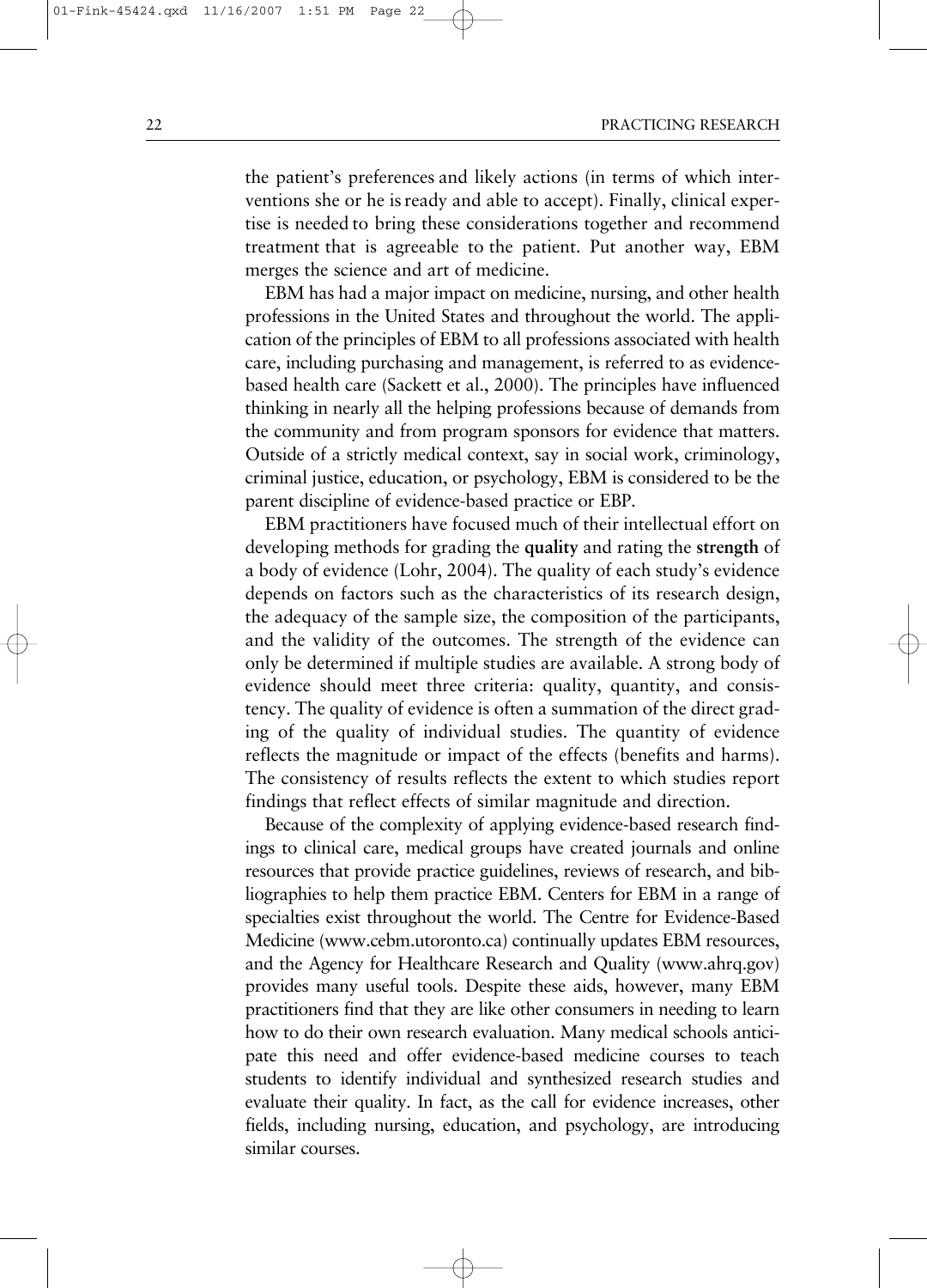the patient's preferences and likely actions (in terms of which interventions she or he is ready and able to accept). Finally, clinical expertise is needed to bring these considerations together and recommend treatment that is agreeable to the patient. Put another way, EBM merges the science and art of medicine.

EBM has had a major impact on medicine, nursing, and other health professions in the United States and throughout the world. The application of the principles of EBM to all professions associated with health care, including purchasing and management, is referred to as evidence-based health care (Sackett et al., 2000). The principles have influenced thinking in nearly all the helping professions because of demands from the community and from program sponsors for evidence that matters. Outside of a strictly medical context, say in social work, criminology, criminal justice, education, or psychology, EBM is considered to be the parent discipline of evidence-based practice or EBP.

EBM practitioners have focused much of their intellectual effort on developing methods for grading the **quality** and rating the **strength** of a body of evidence (Lohr, 2004). The quality of each study's evidence depends on factors such as the characteristics of its research design, the adequacy of the sample size, the composition of the participants, and the validity of the outcomes. The strength of the evidence can only be determined if multiple studies are available. A strong body of evidence should meet three criteria: quality, quantity, and consistency. The quality of evidence is often a summation of the direct grading of the quality of individual studies. The quantity of evidence reflects the magnitude or impact of the effects (benefits and harms). The consistency of results reflects the extent to which studies report findings that reflect effects of similar magnitude and direction.

Because of the complexity of applying evidence-based research findings to clinical care, medical groups have created journals and online resources that provide practice guidelines, reviews of research, and bibliographies to help them practice EBM. Centers for EBM in a range of specialties exist throughout the world. The Centre for Evidence-Based Medicine (www.cebm.utoronto.ca) continually updates EBM resources, and the Agency for Healthcare Research and Quality (www.ahrq.gov) provides many useful tools. Despite these aids, however, many EBM practitioners find that they are like other consumers in needing to learn how to do their own research evaluation. Many medical schools anticipate this need and offer evidence-based medicine courses to teach students to identify individual and synthesized research studies and evaluate their quality. In fact, as the call for evidence increases, other fields, including nursing, education, and psychology, are introducing similar courses.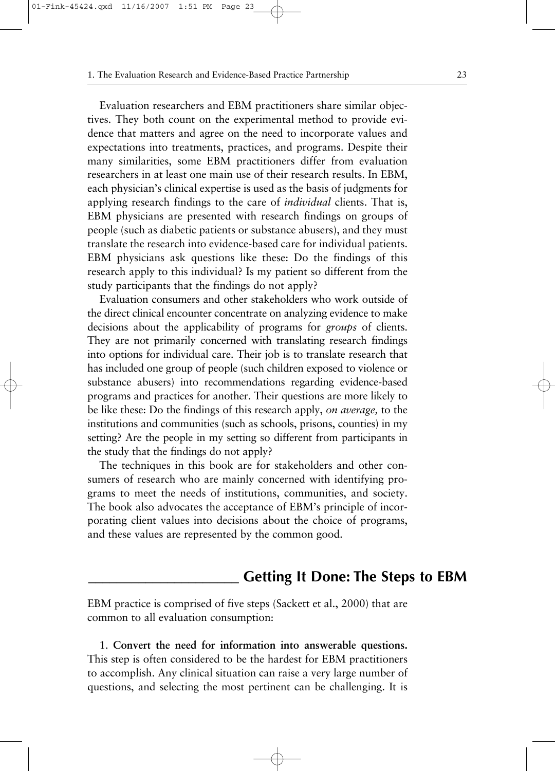Evaluation researchers and EBM practitioners share similar objectives. They both count on the experimental method to provide evidence that matters and agree on the need to incorporate values and expectations into treatments, practices, and programs. Despite their many similarities, some EBM practitioners differ from evaluation researchers in at least one main use of their research results. In EBM, each physician's clinical expertise is used as the basis of judgments for applying research findings to the care of *individual* clients. That is, EBM physicians are presented with research findings on groups of people (such as diabetic patients or substance abusers), and they must translate the research into evidence-based care for individual patients. EBM physicians ask questions like these: Do the findings of this research apply to this individual? Is my patient so different from the study participants that the findings do not apply?

Evaluation consumers and other stakeholders who work outside of the direct clinical encounter concentrate on analyzing evidence to make decisions about the applicability of programs for *groups* of clients. They are not primarily concerned with translating research findings into options for individual care. Their job is to translate research that has included one group of people (such children exposed to violence or substance abusers) into recommendations regarding evidence-based programs and practices for another. Their questions are more likely to be like these: Do the findings of this research apply, *on average,* to the institutions and communities (such as schools, prisons, counties) in my setting? Are the people in my setting so different from participants in the study that the findings do not apply?

The techniques in this book are for stakeholders and other consumers of research who are mainly concerned with identifying programs to meet the needs of institutions, communities, and society. The book also advocates the acceptance of EBM's principle of incorporating client values into decisions about the choice of programs, and these values are represented by the common good.

## Getting It Done: The Steps to EBM

EBM practice is comprised of five steps (Sackett et al., 2000) that are common to all evaluation consumption:

1. **Convert the need for information into answerable questions.** This step is often considered to be the hardest for EBM practitioners to accomplish. Any clinical situation can raise a very large number of questions, and selecting the most pertinent can be challenging. It is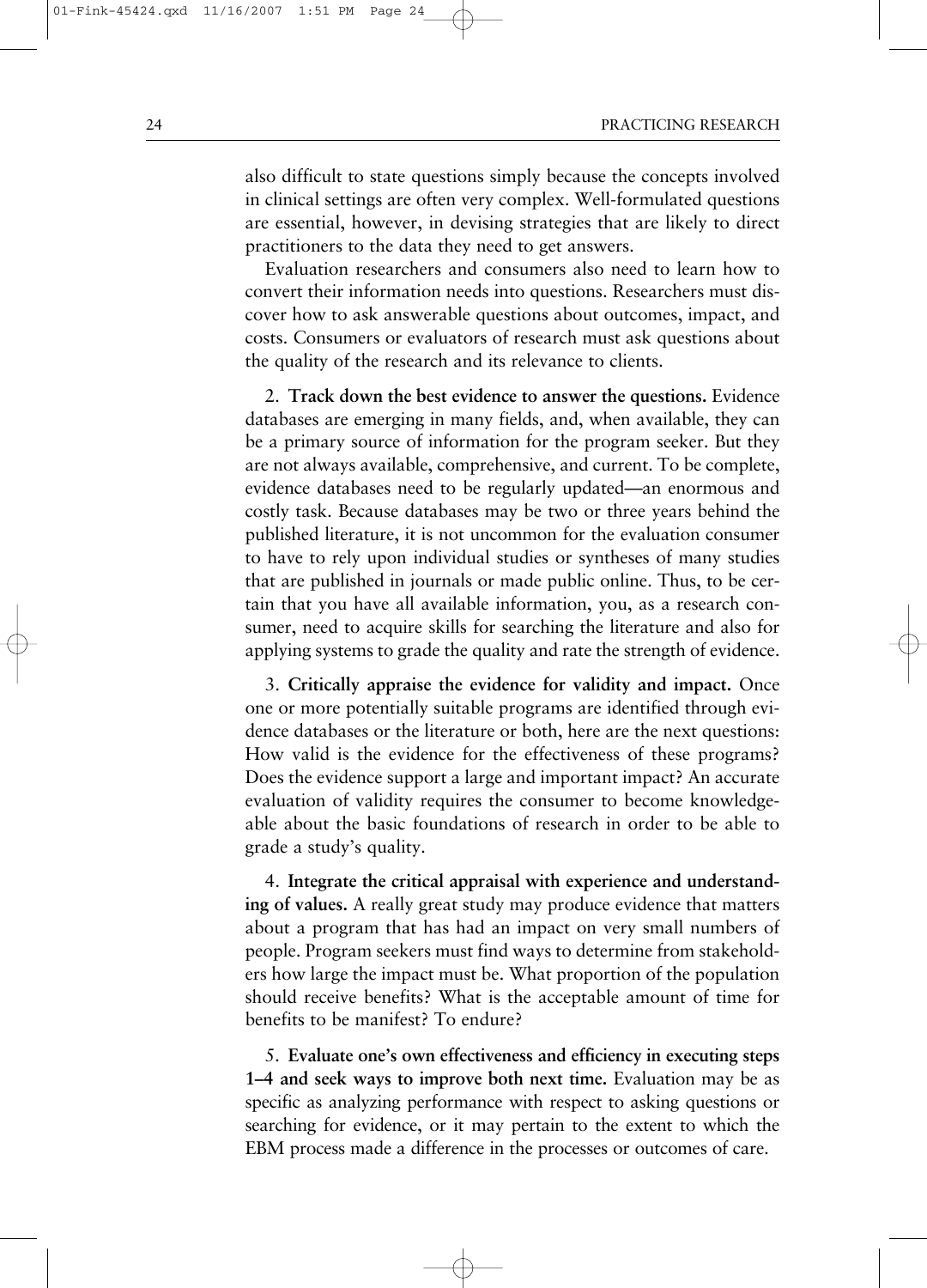also difficult to state questions simply because the concepts involved in clinical settings are often very complex. Well-formulated questions are essential, however, in devising strategies that are likely to direct practitioners to the data they need to get answers.

Evaluation researchers and consumers also need to learn how to convert their information needs into questions. Researchers must discover how to ask answerable questions about outcomes, impact, and costs. Consumers or evaluators of research must ask questions about the quality of the research and its relevance to clients.

2. **Track down the best evidence to answer the questions.** Evidence databases are emerging in many fields, and, when available, they can be a primary source of information for the program seeker. But they are not always available, comprehensive, and current. To be complete, evidence databases need to be regularly updated—an enormous and costly task. Because databases may be two or three years behind the published literature, it is not uncommon for the evaluation consumer to have to rely upon individual studies or syntheses of many studies that are published in journals or made public online. Thus, to be certain that you have all available information, you, as a research consumer, need to acquire skills for searching the literature and also for applying systems to grade the quality and rate the strength of evidence.

3. **Critically appraise the evidence for validity and impact.** Once one or more potentially suitable programs are identified through evidence databases or the literature or both, here are the next questions: How valid is the evidence for the effectiveness of these programs? Does the evidence support a large and important impact? An accurate evaluation of validity requires the consumer to become knowledgeable about the basic foundations of research in order to be able to grade a study's quality.

4. **Integrate the critical appraisal with experience and understanding of values.** A really great study may produce evidence that matters about a program that has had an impact on very small numbers of people. Program seekers must find ways to determine from stakeholders how large the impact must be. What proportion of the population should receive benefits? What is the acceptable amount of time for benefits to be manifest? To endure?

5. **Evaluate one's own effectiveness and efficiency in executing steps 1–4 and seek ways to improve both next time.** Evaluation may be as specific as analyzing performance with respect to asking questions or searching for evidence, or it may pertain to the extent to which the EBM process made a difference in the processes or outcomes of care.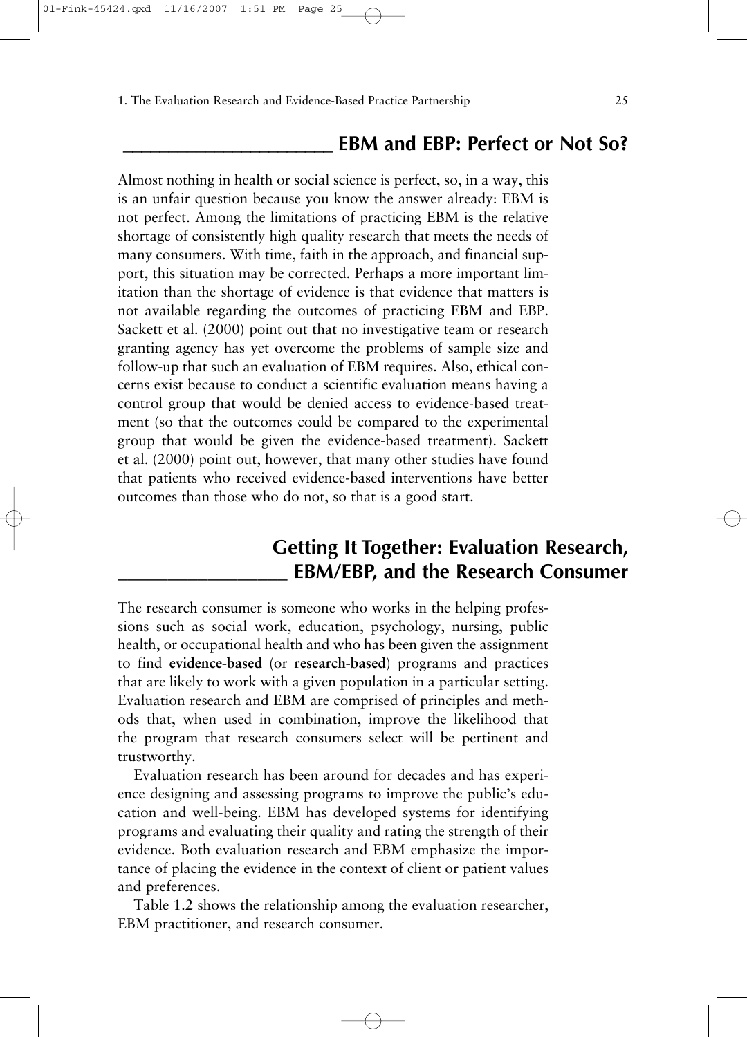## EBM and EBP: Perfect or Not So?

Almost nothing in health or social science is perfect, so, in a way, this is an unfair question because you know the answer already: EBM is not perfect. Among the limitations of practicing EBM is the relative shortage of consistently high quality research that meets the needs of many consumers. With time, faith in the approach, and financial support, this situation may be corrected. Perhaps a more important limitation than the shortage of evidence is that evidence that matters is not available regarding the outcomes of practicing EBM and EBP. Sackett et al. (2000) point out that no investigative team or research granting agency has yet overcome the problems of sample size and follow-up that such an evaluation of EBM requires. Also, ethical concerns exist because to conduct a scientific evaluation means having a control group that would be denied access to evidence-based treatment (so that the outcomes could be compared to the experimental group that would be given the evidence-based treatment). Sackett et al. (2000) point out, however, that many other studies have found that patients who received evidence-based interventions have better outcomes than those who do not, so that is a good start.

## Getting It Together: Evaluation Research, EBM/EBP, and the Research Consumer

The research consumer is someone who works in the helping professions such as social work, education, psychology, nursing, public health, or occupational health and who has been given the assignment to find **evidence-based** (or **research-based**) programs and practices that are likely to work with a given population in a particular setting. Evaluation research and EBM are comprised of principles and methods that, when used in combination, improve the likelihood that the program that research consumers select will be pertinent and trustworthy.

Evaluation research has been around for decades and has experience designing and assessing programs to improve the public's education and well-being. EBM has developed systems for identifying programs and evaluating their quality and rating the strength of their evidence. Both evaluation research and EBM emphasize the importance of placing the evidence in the context of client or patient values and preferences.

Table 1.2 shows the relationship among the evaluation researcher, EBM practitioner, and research consumer.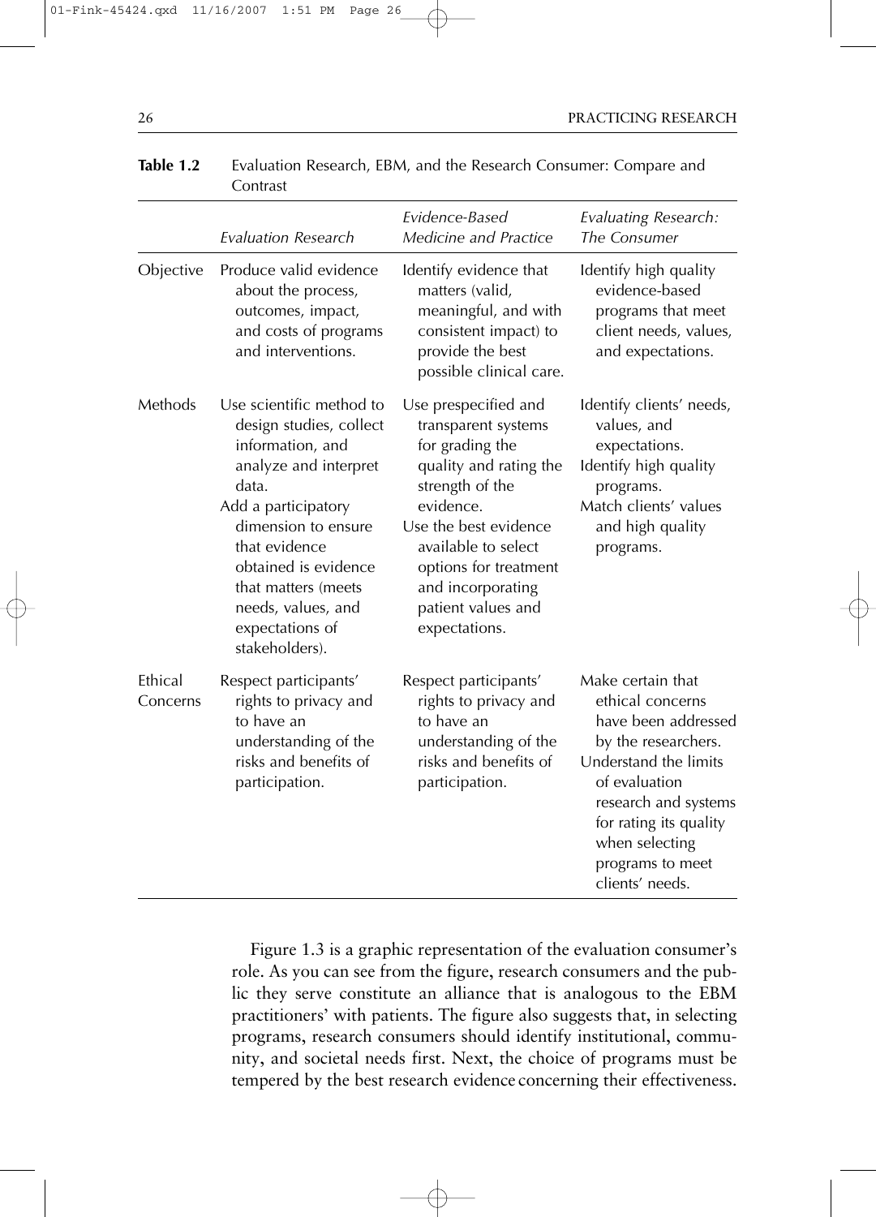**Table 1.2** Evaluation Research, EBM, and the Research Consumer: Compare and Contrast

| | *Evaluation Research* | *Evidence-Based Medicine and Practice* | *Evaluating Research: The Consumer* |
|---|---|---|---|
| Objective | Produce valid evidence about the process, outcomes, impact, and costs of programs and interventions. | Identify evidence that matters (valid, meaningful, and with consistent impact) to provide the best possible clinical care. | Identify high quality evidence-based programs that meet client needs, values, and expectations. |
| Methods | Use scientific method to design studies, collect information, and analyze and interpret data. Add a participatory dimension to ensure that evidence obtained is evidence that matters (meets needs, values, and expectations of stakeholders). | Use prespecified and transparent systems for grading the quality and rating the strength of the evidence. Use the best evidence available to select options for treatment and incorporating patient values and expectations. | Identify clients' needs, values, and expectations. Identify high quality programs. Match clients' values and high quality programs. |
| Ethical Concerns | Respect participants' rights to privacy and to have an understanding of the risks and benefits of participation. | Respect participants' rights to privacy and to have an understanding of the risks and benefits of participation. | Make certain that ethical concerns have been addressed by the researchers. Understand the limits of evaluation research and systems for rating its quality when selecting programs to meet clients' needs. |

Figure 1.3 is a graphic representation of the evaluation consumer's role. As you can see from the figure, research consumers and the public they serve constitute an alliance that is analogous to the EBM practitioners' with patients. The figure also suggests that, in selecting programs, research consumers should identify institutional, community, and societal needs first. Next, the choice of programs must be tempered by the best research evidence concerning their effectiveness.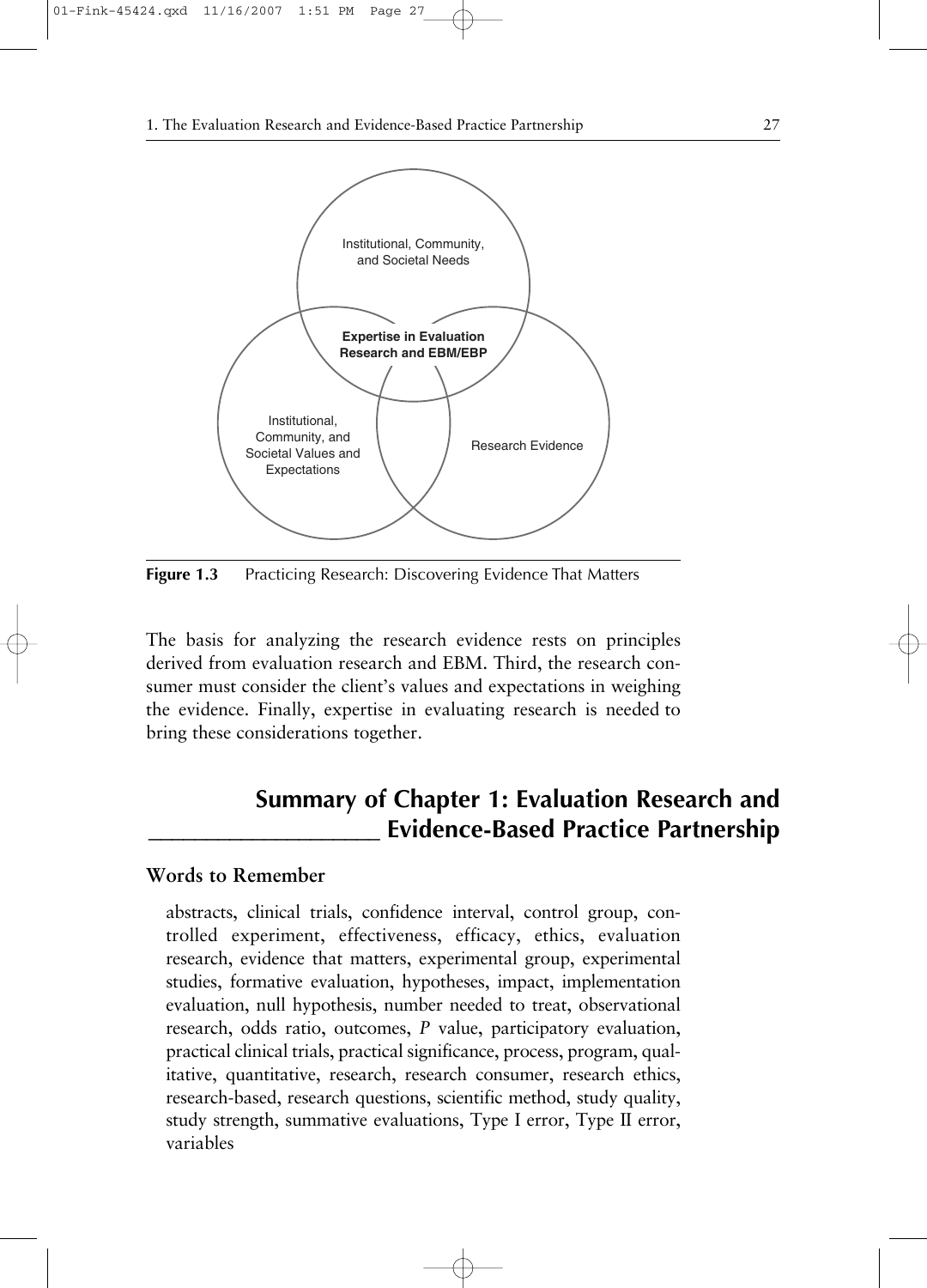Institutional, Community, and Societal Needs

**Expertise in Evaluation Research and EBM/EBP**

Institutional, Community, and Societal Values and Expectations

Research Evidence

**Figure 1.3** Practicing Research: Discovering Evidence That Matters

The basis for analyzing the research evidence rests on principles derived from evaluation research and EBM. Third, the research consumer must consider the client's values and expectations in weighing the evidence. Finally, expertise in evaluating research is needed to bring these considerations together.

## Summary of Chapter 1: Evaluation Research and Evidence-Based Practice Partnership

### Words to Remember

abstracts, clinical trials, confidence interval, control group, controlled experiment, effectiveness, efficacy, ethics, evaluation research, evidence that matters, experimental group, experimental studies, formative evaluation, hypotheses, impact, implementation evaluation, null hypothesis, number needed to treat, observational research, odds ratio, outcomes, *P* value, participatory evaluation, practical clinical trials, practical significance, process, program, qualitative, quantitative, research, research consumer, research ethics, research-based, research questions, scientific method, study quality, study strength, summative evaluations, Type I error, Type II error, variables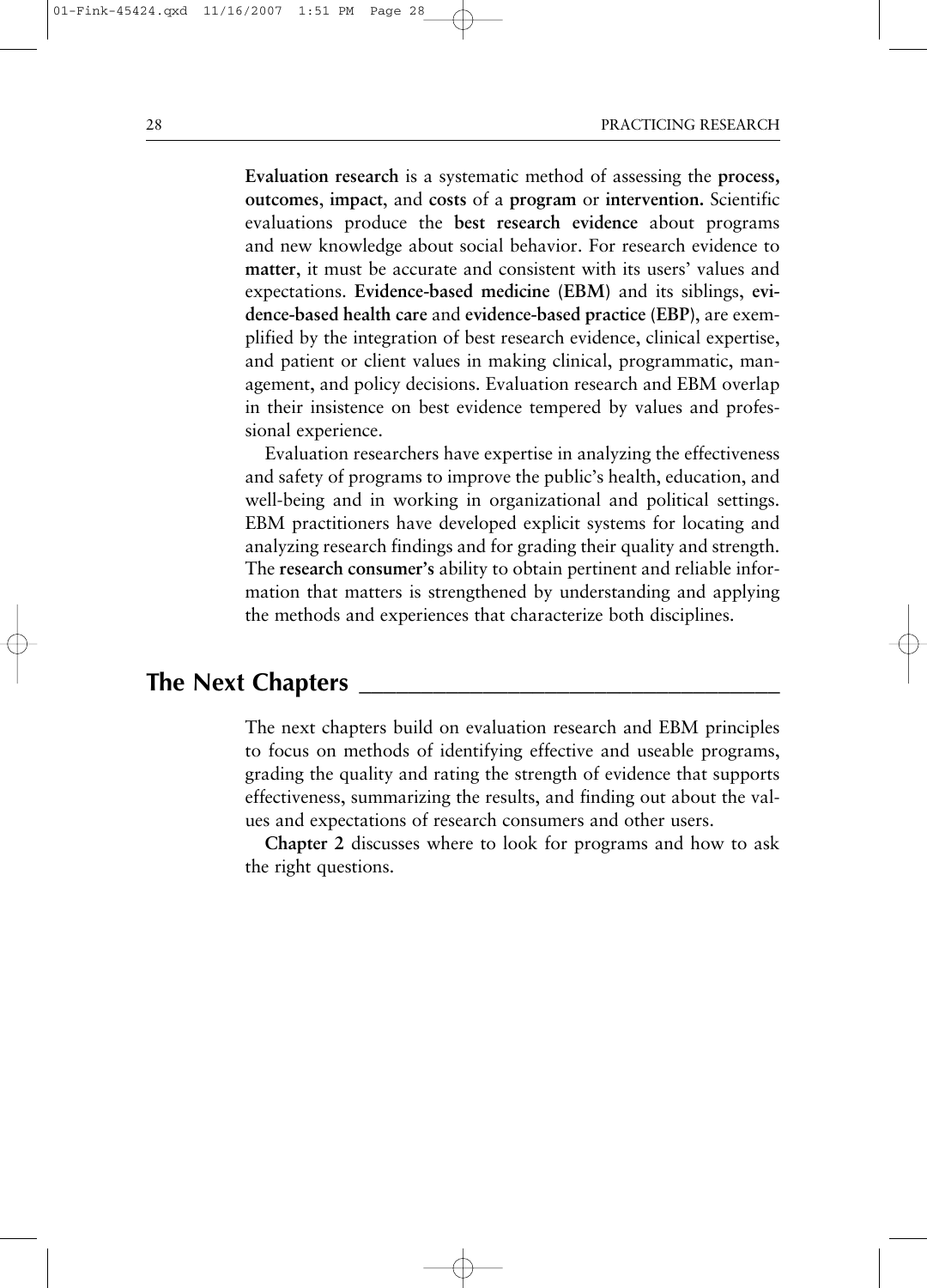**Evaluation research** is a systematic method of assessing the **process, outcomes**, **impact,** and **costs** of a **program** or **intervention.** Scientific evaluations produce the **best research evidence** about programs and new knowledge about social behavior. For research evidence to **matter,** it must be accurate and consistent with its users' values and expectations. **Evidence-based medicine** (**EBM**) and its siblings, **evidence-based health care** and **evidence-based practice** (**EBP**), are exemplified by the integration of best research evidence, clinical expertise, and patient or client values in making clinical, programmatic, management, and policy decisions. Evaluation research and EBM overlap in their insistence on best evidence tempered by values and professional experience.

Evaluation researchers have expertise in analyzing the effectiveness and safety of programs to improve the public's health, education, and well-being and in working in organizational and political settings. EBM practitioners have developed explicit systems for locating and analyzing research findings and for grading their quality and strength. The **research consumer's** ability to obtain pertinent and reliable information that matters is strengthened by understanding and applying the methods and experiences that characterize both disciplines.

## The Next Chapters

The next chapters build on evaluation research and EBM principles to focus on methods of identifying effective and useable programs, grading the quality and rating the strength of evidence that supports effectiveness, summarizing the results, and finding out about the values and expectations of research consumers and other users.

**Chapter 2** discusses where to look for programs and how to ask the right questions.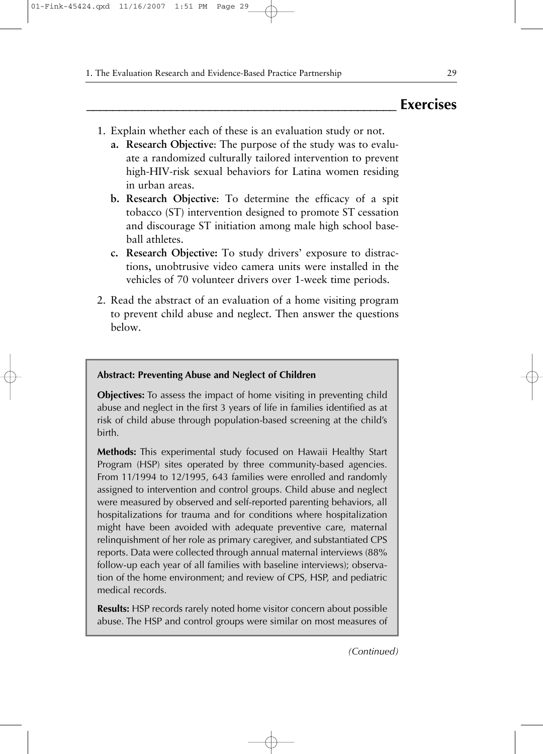## Exercises

1. Explain whether each of these is an evaluation study or not.
   a. **Research Objective**: The purpose of the study was to evaluate a randomized culturally tailored intervention to prevent high-HIV-risk sexual behaviors for Latina women residing in urban areas.
   b. **Research Objective**: To determine the efficacy of a spit tobacco (ST) intervention designed to promote ST cessation and discourage ST initiation among male high school baseball athletes.
   c. **Research Objective:** To study drivers' exposure to distractions, unobtrusive video camera units were installed in the vehicles of 70 volunteer drivers over 1-week time periods.

2. Read the abstract of an evaluation of a home visiting program to prevent child abuse and neglect. Then answer the questions below.

> **Abstract: Preventing Abuse and Neglect of Children**
>
> **Objectives:** To assess the impact of home visiting in preventing child abuse and neglect in the first 3 years of life in families identified as at risk of child abuse through population-based screening at the child's birth.
>
> **Methods:** This experimental study focused on Hawaii Healthy Start Program (HSP) sites operated by three community-based agencies. From 11/1994 to 12/1995, 643 families were enrolled and randomly assigned to intervention and control groups. Child abuse and neglect were measured by observed and self-reported parenting behaviors, all hospitalizations for trauma and for conditions where hospitalization might have been avoided with adequate preventive care, maternal relinquishment of her role as primary caregiver, and substantiated CPS reports. Data were collected through annual maternal interviews (88% follow-up each year of all families with baseline interviews); observation of the home environment; and review of CPS, HSP, and pediatric medical records.
>
> **Results:** HSP records rarely noted home visitor concern about possible abuse. The HSP and control groups were similar on most measures of

*(Continued)*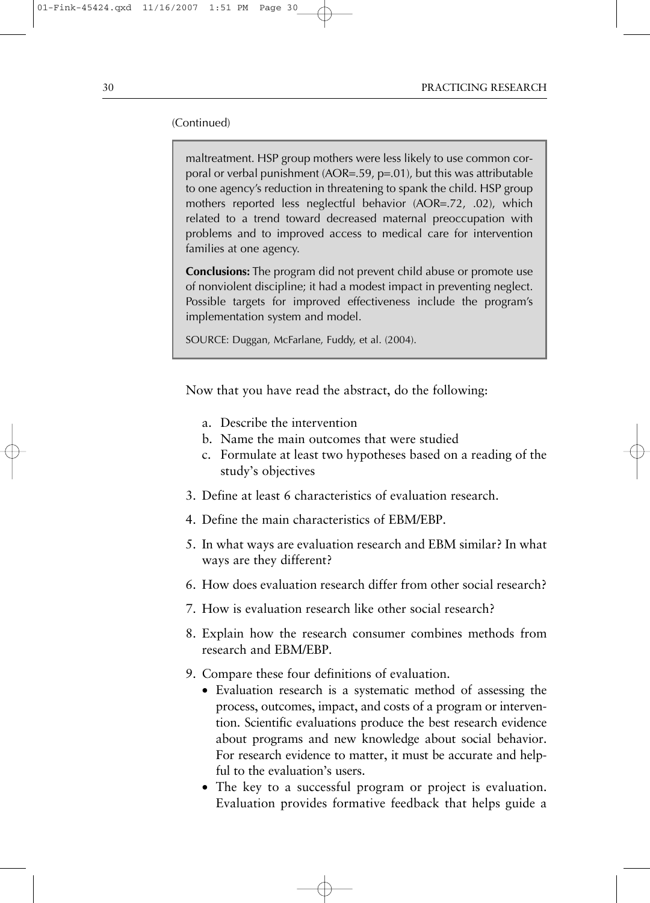(Continued)

> maltreatment. HSP group mothers were less likely to use common corporal or verbal punishment (AOR=.59, p=.01), but this was attributable to one agency's reduction in threatening to spank the child. HSP group mothers reported less neglectful behavior (AOR=.72, .02), which related to a trend toward decreased maternal preoccupation with problems and to improved access to medical care for intervention families at one agency.
>
> **Conclusions:** The program did not prevent child abuse or promote use of nonviolent discipline; it had a modest impact in preventing neglect. Possible targets for improved effectiveness include the program's implementation system and model.
>
> SOURCE: Duggan, McFarlane, Fuddy, et al. (2004).

Now that you have read the abstract, do the following:

a. Describe the intervention
b. Name the main outcomes that were studied
c. Formulate at least two hypotheses based on a reading of the study's objectives

3. Define at least 6 characteristics of evaluation research.
4. Define the main characteristics of EBM/EBP.
5. In what ways are evaluation research and EBM similar? In what ways are they different?
6. How does evaluation research differ from other social research?
7. How is evaluation research like other social research?
8. Explain how the research consumer combines methods from research and EBM/EBP.
9. Compare these four definitions of evaluation.
   - Evaluation research is a systematic method of assessing the process, outcomes, impact, and costs of a program or intervention. Scientific evaluations produce the best research evidence about programs and new knowledge about social behavior. For research evidence to matter, it must be accurate and helpful to the evaluation's users.
   - The key to a successful program or project is evaluation. Evaluation provides formative feedback that helps guide a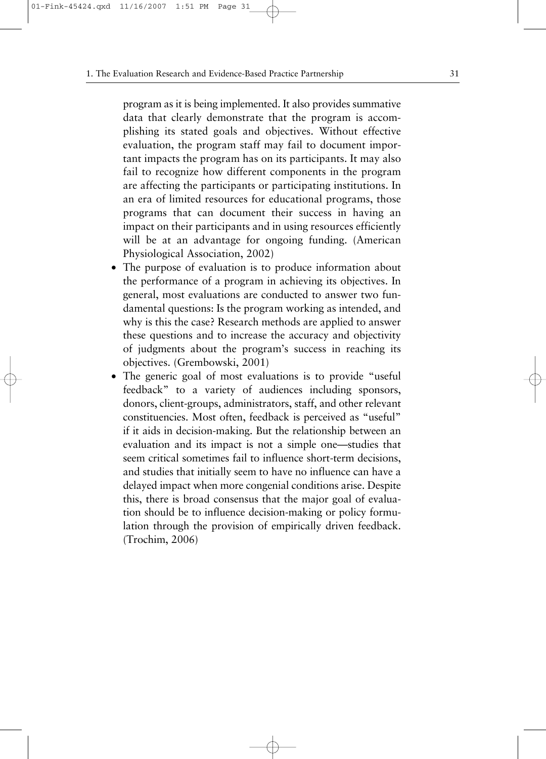program as it is being implemented. It also provides summative data that clearly demonstrate that the program is accomplishing its stated goals and objectives. Without effective evaluation, the program staff may fail to document important impacts the program has on its participants. It may also fail to recognize how different components in the program are affecting the participants or participating institutions. In an era of limited resources for educational programs, those programs that can document their success in having an impact on their participants and in using resources efficiently will be at an advantage for ongoing funding. (American Physiological Association, 2002)

- The purpose of evaluation is to produce information about the performance of a program in achieving its objectives. In general, most evaluations are conducted to answer two fundamental questions: Is the program working as intended, and why is this the case? Research methods are applied to answer these questions and to increase the accuracy and objectivity of judgments about the program's success in reaching its objectives. (Grembowski, 2001)
- The generic goal of most evaluations is to provide "useful feedback" to a variety of audiences including sponsors, donors, client-groups, administrators, staff, and other relevant constituencies. Most often, feedback is perceived as "useful" if it aids in decision-making. But the relationship between an evaluation and its impact is not a simple one—studies that seem critical sometimes fail to influence short-term decisions, and studies that initially seem to have no influence can have a delayed impact when more congenial conditions arise. Despite this, there is broad consensus that the major goal of evaluation should be to influence decision-making or policy formulation through the provision of empirically driven feedback. (Trochim, 2006)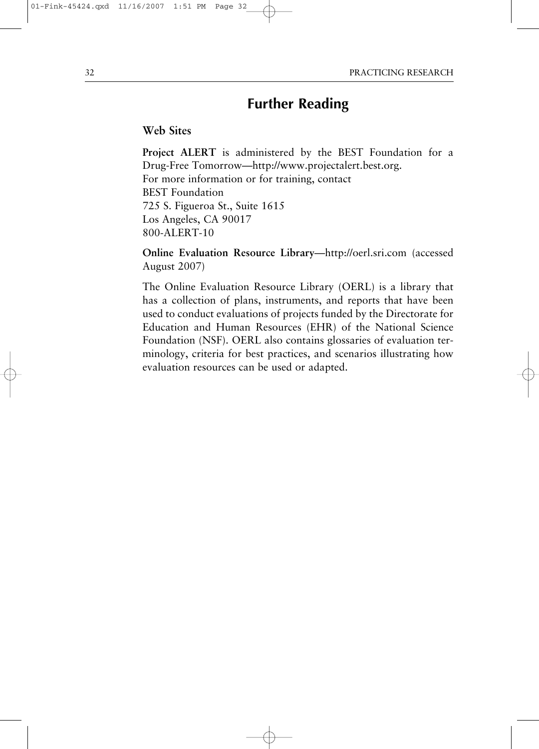## Further Reading

### Web Sites

**Project ALERT** is administered by the BEST Foundation for a Drug-Free Tomorrow—http://www.projectalert.best.org.
For more information or for training, contact
BEST Foundation
725 S. Figueroa St., Suite 1615
Los Angeles, CA 90017
800-ALERT-10

**Online Evaluation Resource Library**—http://oerl.sri.com (accessed August 2007)

The Online Evaluation Resource Library (OERL) is a library that has a collection of plans, instruments, and reports that have been used to conduct evaluations of projects funded by the Directorate for Education and Human Resources (EHR) of the National Science Foundation (NSF). OERL also contains glossaries of evaluation terminology, criteria for best practices, and scenarios illustrating how evaluation resources can be used or adapted.